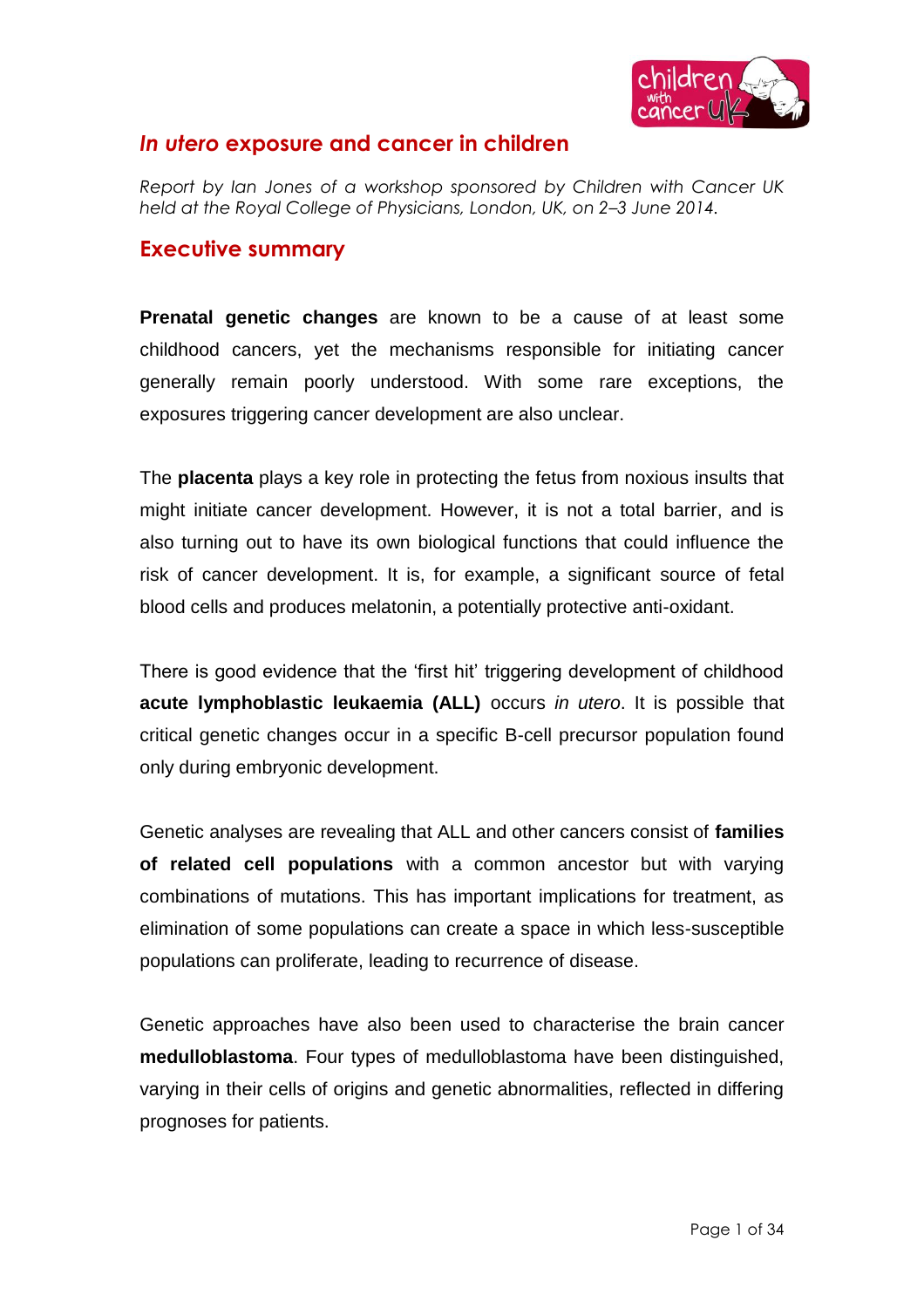# *In utero* exposure and cancer in children

*Report by Ian Jones of a workshop sponsored by Children with Cancer UK held at the Royal College of Physicians, London, UK, on 2–3 June 2014.*

## Executive summary

**Prenatal genetic changes** are known to be a cause of at least some childhood cancers, yet the mechanisms responsible for initiating cancer generally remain poorly understood. With some rare exceptions, the exposures triggering cancer development are also unclear.

The **placenta** plays a key role in protecting the fetus from noxious insults that might initiate cancer development. However, it is not a total barrier, and is also turning out to have its own biological functions that could influence the risk of cancer development. It is, for example, a significant source of fetal blood cells and produces melatonin, a potentially protective anti-oxidant.

There is good evidence that the 'first hit' triggering development of childhood **acute lymphoblastic leukaemia (ALL)** occurs *in utero*. It is possible that critical genetic changes occur in a specific B-cell precursor population found only during embryonic development.

Genetic analyses are revealing that ALL and other cancers consist of **families of related cell populations** with a common ancestor but with varying combinations of mutations. This has important implications for treatment, as elimination of some populations can create a space in which less-susceptible populations can proliferate, leading to recurrence of disease.

Genetic approaches have also been used to characterise the brain cancer **medulloblastoma**. Four types of medulloblastoma have been distinguished, varying in their cells of origins and genetic abnormalities, reflected in differing prognoses for patients.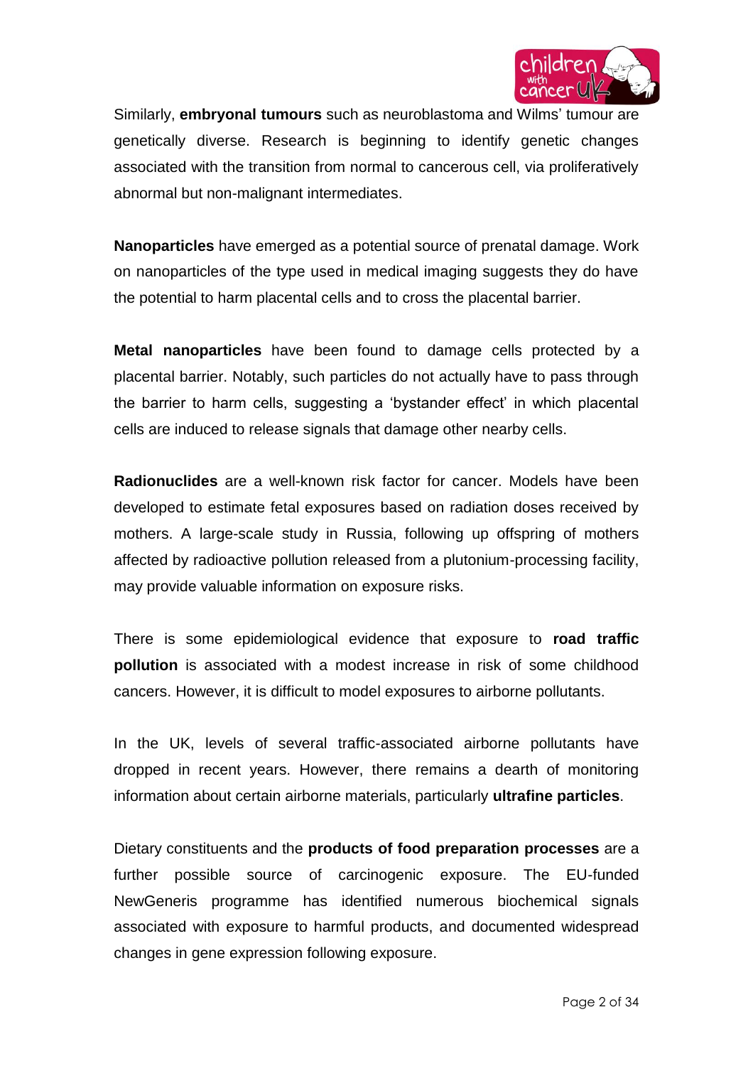Similarly, **embryonal tumours** such as neuroblastoma and Wilms' tumour are genetically diverse. Research is beginning to identify genetic changes associated with the transition from normal to cancerous cell, via proliferatively abnormal but non-malignant intermediates.

**Nanoparticles** have emerged as a potential source of prenatal damage. Work on nanoparticles of the type used in medical imaging suggests they do have the potential to harm placental cells and to cross the placental barrier.

**Metal nanoparticles** have been found to damage cells protected by a placental barrier. Notably, such particles do not actually have to pass through the barrier to harm cells, suggesting a 'bystander effect' in which placental cells are induced to release signals that damage other nearby cells.

**Radionuclides** are a well-known risk factor for cancer. Models have been developed to estimate fetal exposures based on radiation doses received by mothers. A large-scale study in Russia, following up offspring of mothers affected by radioactive pollution released from a plutonium-processing facility, may provide valuable information on exposure risks.

There is some epidemiological evidence that exposure to **road traffic pollution** is associated with a modest increase in risk of some childhood cancers. However, it is difficult to model exposures to airborne pollutants.

In the UK, levels of several traffic-associated airborne pollutants have dropped in recent years. However, there remains a dearth of monitoring information about certain airborne materials, particularly **ultrafine particles**.

Dietary constituents and the **products of food preparation processes** are a further possible source of carcinogenic exposure. The EU-funded NewGeneris programme has identified numerous biochemical signals associated with exposure to harmful products, and documented widespread changes in gene expression following exposure.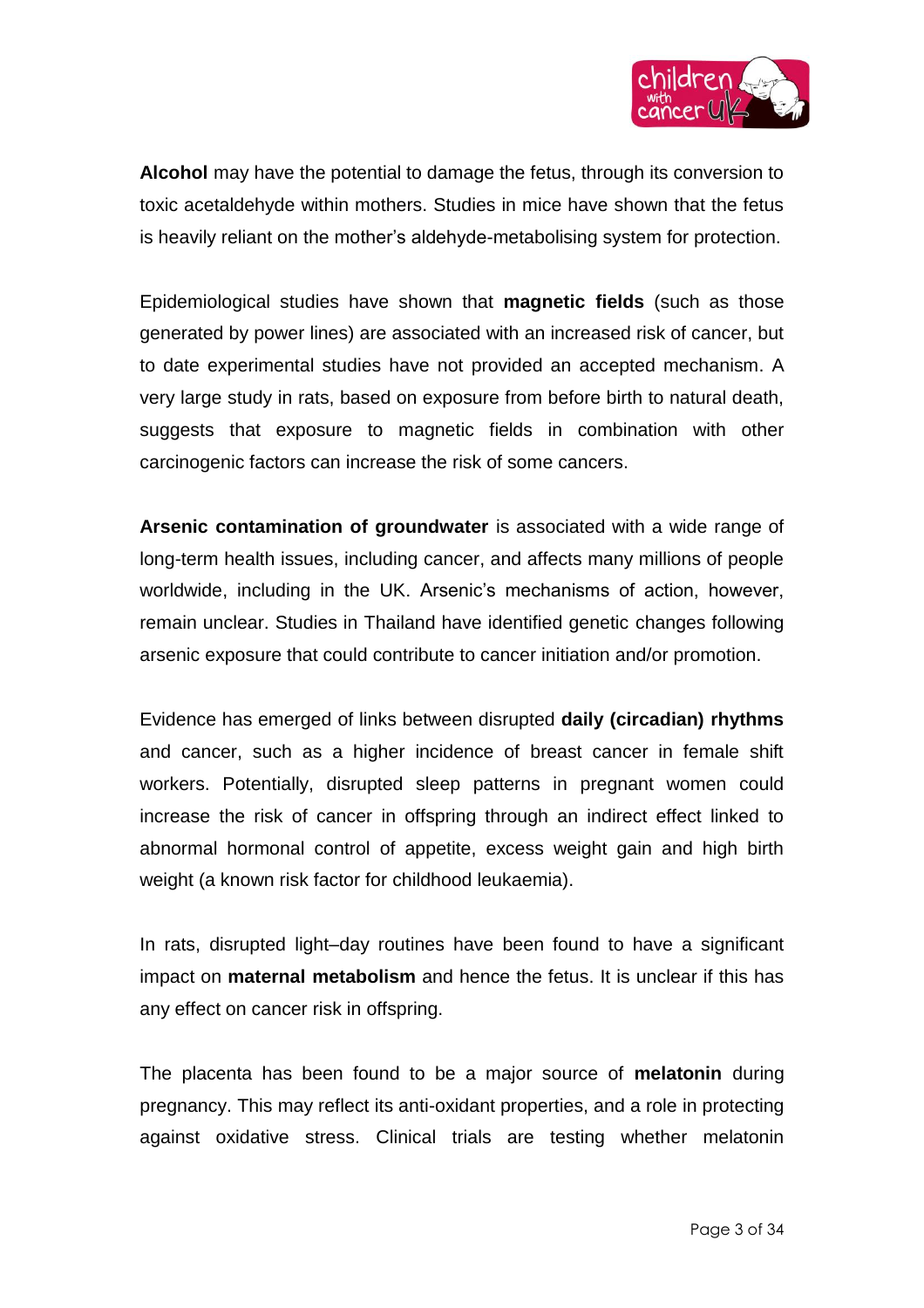**Alcohol** may have the potential to damage the fetus, through its conversion to toxic acetaldehyde within mothers. Studies in mice have shown that the fetus is heavily reliant on the mother's aldehyde-metabolising system for protection.

Epidemiological studies have shown that **magnetic fields** (such as those generated by power lines) are associated with an increased risk of cancer, but to date experimental studies have not provided an accepted mechanism. A very large study in rats, based on exposure from before birth to natural death, suggests that exposure to magnetic fields in combination with other carcinogenic factors can increase the risk of some cancers.

**Arsenic contamination of groundwater** is associated with a wide range of long-term health issues, including cancer, and affects many millions of people worldwide, including in the UK. Arsenic's mechanisms of action, however, remain unclear. Studies in Thailand have identified genetic changes following arsenic exposure that could contribute to cancer initiation and/or promotion.

Evidence has emerged of links between disrupted **daily (circadian) rhythms** and cancer, such as a higher incidence of breast cancer in female shift workers. Potentially, disrupted sleep patterns in pregnant women could increase the risk of cancer in offspring through an indirect effect linked to abnormal hormonal control of appetite, excess weight gain and high birth weight (a known risk factor for childhood leukaemia).

In rats, disrupted light–day routines have been found to have a significant impact on **maternal metabolism** and hence the fetus. It is unclear if this has any effect on cancer risk in offspring.

The placenta has been found to be a major source of **melatonin** during pregnancy. This may reflect its anti-oxidant properties, and a role in protecting against oxidative stress. Clinical trials are testing whether melatonin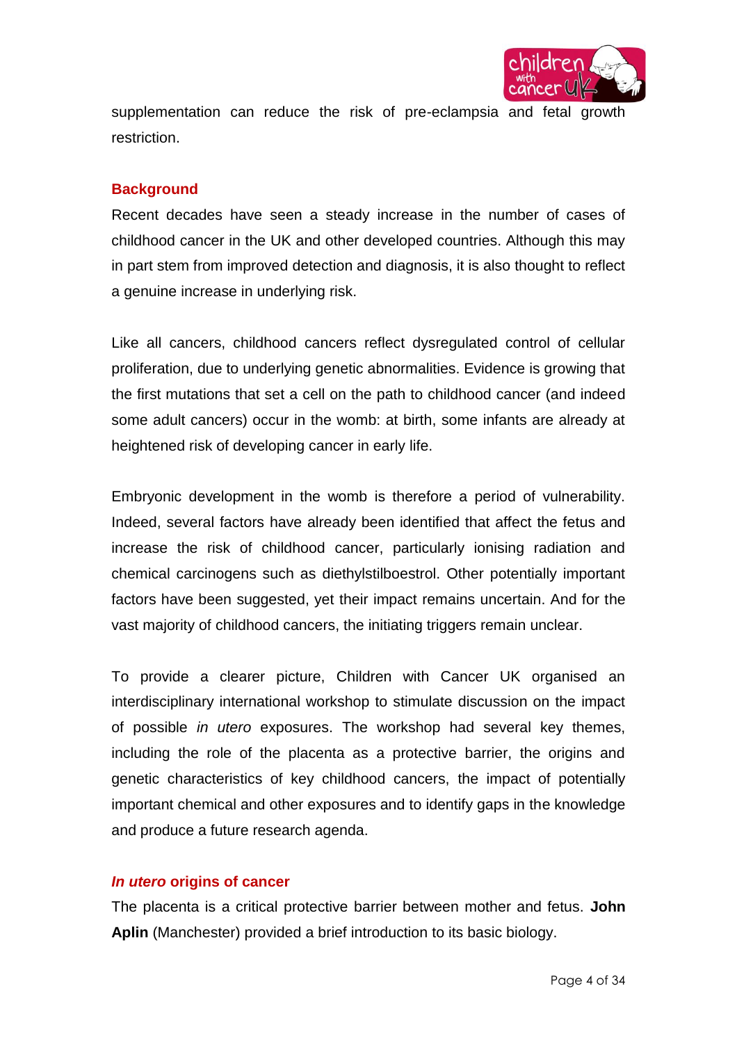supplementation can reduce the risk of pre-eclampsia and fetal growth restriction.

## Background

Recent decades have seen a steady increase in the number of cases of childhood cancer in the UK and other developed countries. Although this may in part stem from improved detection and diagnosis, it is also thought to reflect a genuine increase in underlying risk.

Like all cancers, childhood cancers reflect dysregulated control of cellular proliferation, due to underlying genetic abnormalities. Evidence is growing that the first mutations that set a cell on the path to childhood cancer (and indeed some adult cancers) occur in the womb: at birth, some infants are already at heightened risk of developing cancer in early life.

Embryonic development in the womb is therefore a period of vulnerability. Indeed, several factors have already been identified that affect the fetus and increase the risk of childhood cancer, particularly ionising radiation and chemical carcinogens such as diethylstilboestrol. Other potentially important factors have been suggested, yet their impact remains uncertain. And for the vast majority of childhood cancers, the initiating triggers remain unclear.

To provide a clearer picture, Children with Cancer UK organised an interdisciplinary international workshop to stimulate discussion on the impact of possible *in utero* exposures. The workshop had several key themes, including the role of the placenta as a protective barrier, the origins and genetic characteristics of key childhood cancers, the impact of potentially important chemical and other exposures and to identify gaps in the knowledge and produce a future research agenda.

## *In utero* origins of cancer

The placenta is a critical protective barrier between mother and fetus. **John Aplin** (Manchester) provided a brief introduction to its basic biology.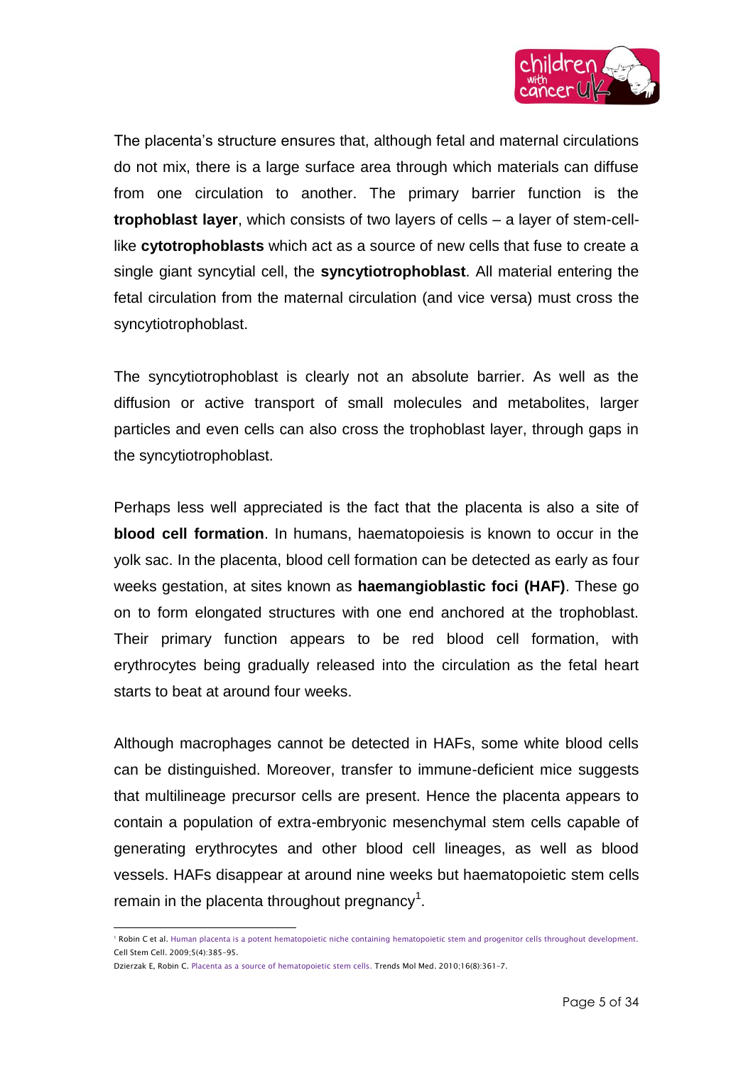The placenta's structure ensures that, although fetal and maternal circulations do not mix, there is a large surface area through which materials can diffuse from one circulation to another. The primary barrier function is the **trophoblast layer**, which consists of two layers of cells – a layer of stem-cell-like **cytotrophoblasts** which act as a source of new cells that fuse to create a single giant syncytial cell, the **syncytiotrophoblast**. All material entering the fetal circulation from the maternal circulation (and vice versa) must cross the syncytiotrophoblast.

The syncytiotrophoblast is clearly not an absolute barrier. As well as the diffusion or active transport of small molecules and metabolites, larger particles and even cells can also cross the trophoblast layer, through gaps in the syncytiotrophoblast.

Perhaps less well appreciated is the fact that the placenta is also a site of **blood cell formation**. In humans, haematopoiesis is known to occur in the yolk sac. In the placenta, blood cell formation can be detected as early as four weeks gestation, at sites known as **haemangioblastic foci (HAF)**. These go on to form elongated structures with one end anchored at the trophoblast. Their primary function appears to be red blood cell formation, with erythrocytes being gradually released into the circulation as the fetal heart starts to beat at around four weeks.

Although macrophages cannot be detected in HAFs, some white blood cells can be distinguished. Moreover, transfer to immune-deficient mice suggests that multilineage precursor cells are present. Hence the placenta appears to contain a population of extra-embryonic mesenchymal stem cells capable of generating erythrocytes and other blood cell lineages, as well as blood vessels. HAFs disappear at around nine weeks but haematopoietic stem cells remain in the placenta throughout pregnancy[1].

---

[1] Robin C et al. Human placenta is a potent hematopoietic niche containing hematopoietic stem and progenitor cells throughout development. Cell Stem Cell. 2009;5(4):385-95.

Dzierzak E, Robin C. Placenta as a source of hematopoietic stem cells. Trends Mol Med. 2010;16(8):361-7.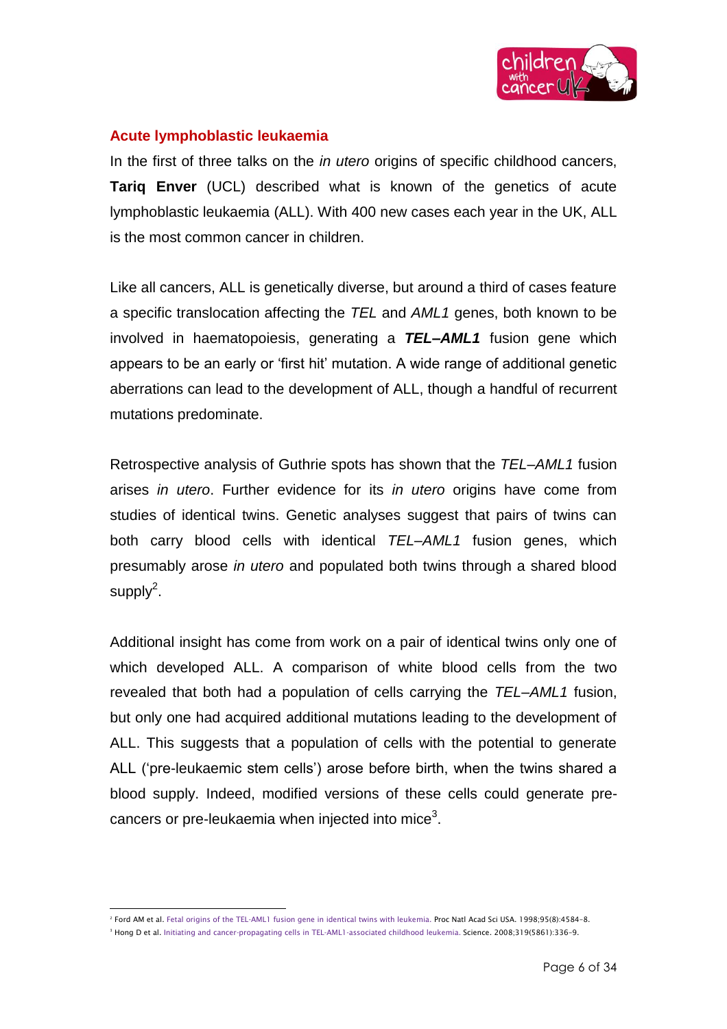### Acute lymphoblastic leukaemia

In the first of three talks on the *in utero* origins of specific childhood cancers, **Tariq Enver** (UCL) described what is known of the genetics of acute lymphoblastic leukaemia (ALL). With 400 new cases each year in the UK, ALL is the most common cancer in children.

Like all cancers, ALL is genetically diverse, but around a third of cases feature a specific translocation affecting the *TEL* and *AML1* genes, both known to be involved in haematopoiesis, generating a ***TEL–AML1*** fusion gene which appears to be an early or 'first hit' mutation. A wide range of additional genetic aberrations can lead to the development of ALL, though a handful of recurrent mutations predominate.

Retrospective analysis of Guthrie spots has shown that the *TEL–AML1* fusion arises *in utero*. Further evidence for its *in utero* origins have come from studies of identical twins. Genetic analyses suggest that pairs of twins can both carry blood cells with identical *TEL–AML1* fusion genes, which presumably arose *in utero* and populated both twins through a shared blood supply[2].

Additional insight has come from work on a pair of identical twins only one of which developed ALL. A comparison of white blood cells from the two revealed that both had a population of cells carrying the *TEL–AML1* fusion, but only one had acquired additional mutations leading to the development of ALL. This suggests that a population of cells with the potential to generate ALL ('pre-leukaemic stem cells') arose before birth, when the twins shared a blood supply. Indeed, modified versions of these cells could generate pre-cancers or pre-leukaemia when injected into mice[3].

---

[2] Ford AM et al. Fetal origins of the TEL-AML1 fusion gene in identical twins with leukemia. Proc Natl Acad Sci USA. 1998;95(8):4584–8.

[3] Hong D et al. Initiating and cancer-propagating cells in TEL-AML1-associated childhood leukemia. Science. 2008;319(5861):336–9.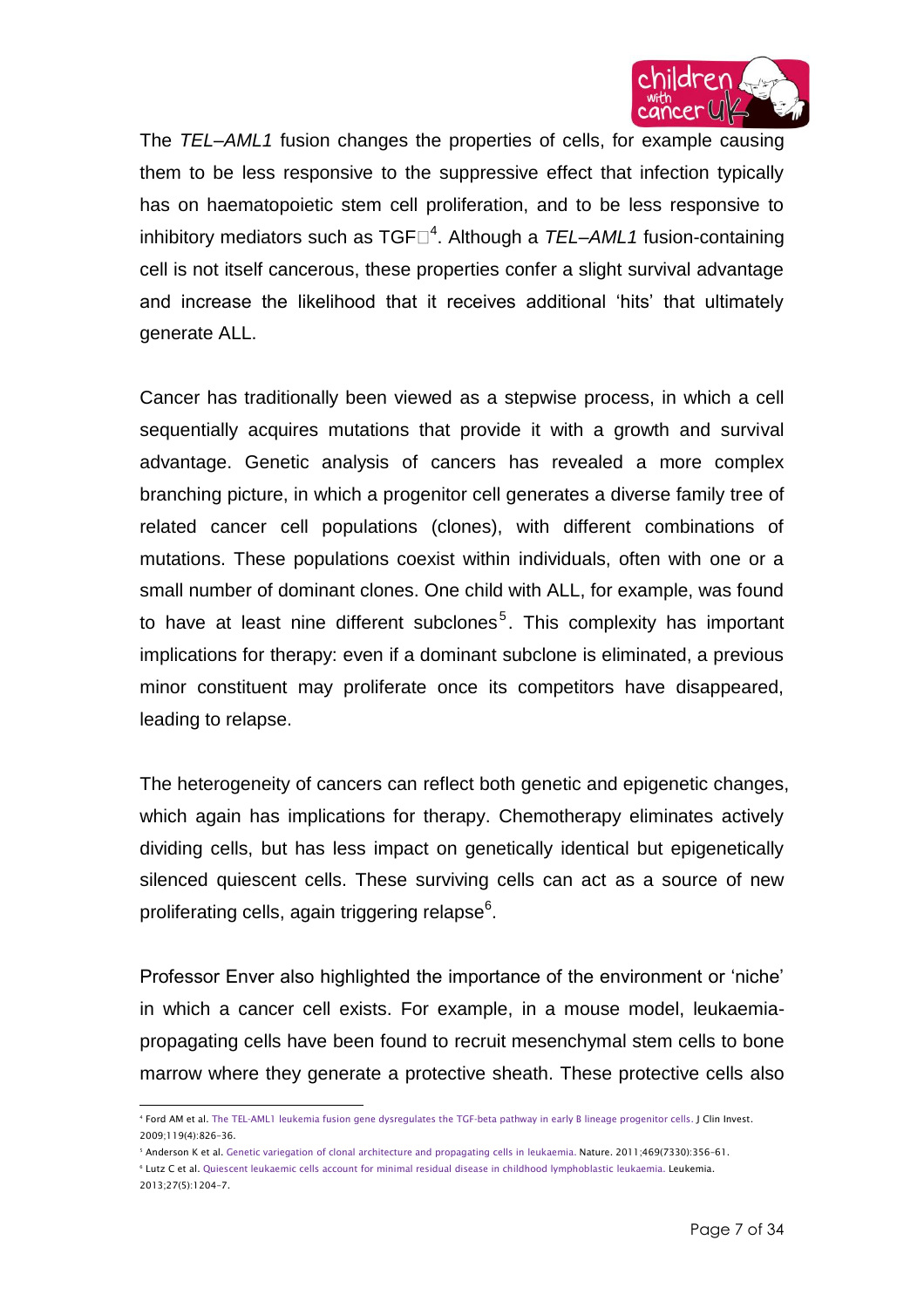The *TEL–AML1* fusion changes the properties of cells, for example causing them to be less responsive to the suppressive effect that infection typically has on haematopoietic stem cell proliferation, and to be less responsive to inhibitory mediators such as TGF□[4]. Although a *TEL–AML1* fusion-containing cell is not itself cancerous, these properties confer a slight survival advantage and increase the likelihood that it receives additional 'hits' that ultimately generate ALL.

Cancer has traditionally been viewed as a stepwise process, in which a cell sequentially acquires mutations that provide it with a growth and survival advantage. Genetic analysis of cancers has revealed a more complex branching picture, in which a progenitor cell generates a diverse family tree of related cancer cell populations (clones), with different combinations of mutations. These populations coexist within individuals, often with one or a small number of dominant clones. One child with ALL, for example, was found to have at least nine different subclones[5]. This complexity has important implications for therapy: even if a dominant subclone is eliminated, a previous minor constituent may proliferate once its competitors have disappeared, leading to relapse.

The heterogeneity of cancers can reflect both genetic and epigenetic changes, which again has implications for therapy. Chemotherapy eliminates actively dividing cells, but has less impact on genetically identical but epigenetically silenced quiescent cells. These surviving cells can act as a source of new proliferating cells, again triggering relapse[6].

Professor Enver also highlighted the importance of the environment or 'niche' in which a cancer cell exists. For example, in a mouse model, leukaemia-propagating cells have been found to recruit mesenchymal stem cells to bone marrow where they generate a protective sheath. These protective cells also

---

[4] Ford AM et al. The TEL-AML1 leukemia fusion gene dysregulates the TGF-beta pathway in early B lineage progenitor cells. J Clin Invest. 2009;119(4):826-36.

[5] Anderson K et al. Genetic variegation of clonal architecture and propagating cells in leukaemia. Nature. 2011;469(7330):356-61.

[6] Lutz C et al. Quiescent leukaemic cells account for minimal residual disease in childhood lymphoblastic leukaemia. Leukemia. 2013;27(5):1204-7.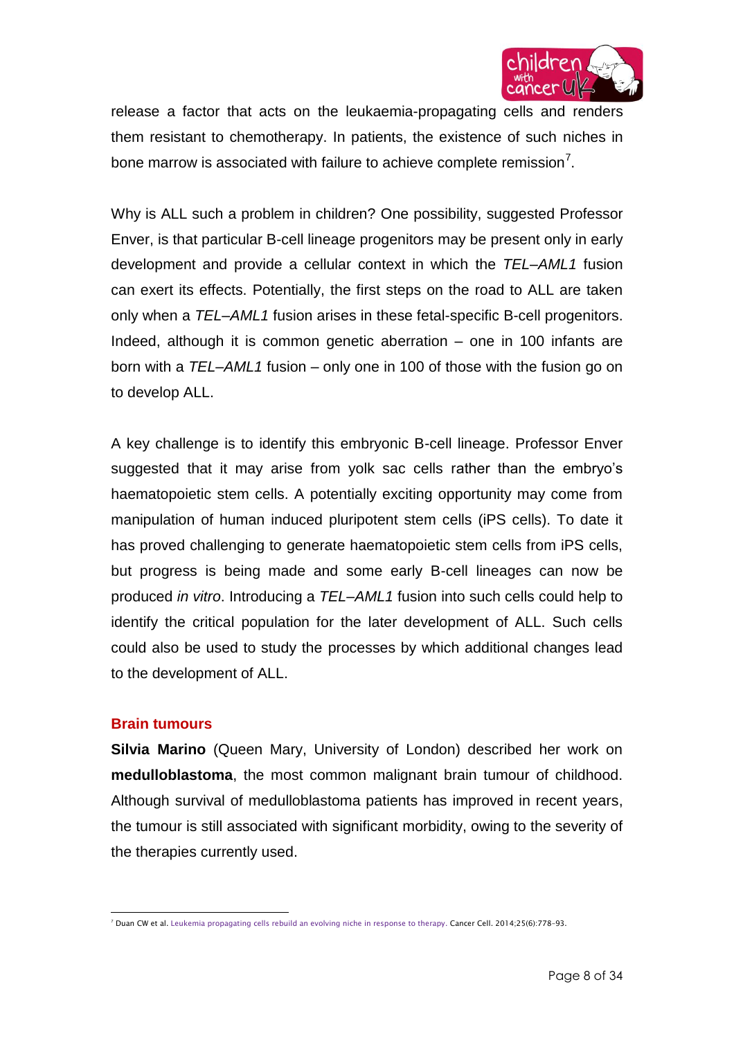release a factor that acts on the leukaemia-propagating cells and renders them resistant to chemotherapy. In patients, the existence of such niches in bone marrow is associated with failure to achieve complete remission[7].

Why is ALL such a problem in children? One possibility, suggested Professor Enver, is that particular B-cell lineage progenitors may be present only in early development and provide a cellular context in which the *TEL–AML1* fusion can exert its effects. Potentially, the first steps on the road to ALL are taken only when a *TEL–AML1* fusion arises in these fetal-specific B-cell progenitors. Indeed, although it is common genetic aberration – one in 100 infants are born with a *TEL–AML1* fusion – only one in 100 of those with the fusion go on to develop ALL.

A key challenge is to identify this embryonic B-cell lineage. Professor Enver suggested that it may arise from yolk sac cells rather than the embryo's haematopoietic stem cells. A potentially exciting opportunity may come from manipulation of human induced pluripotent stem cells (iPS cells). To date it has proved challenging to generate haematopoietic stem cells from iPS cells, but progress is being made and some early B-cell lineages can now be produced *in vitro*. Introducing a *TEL–AML1* fusion into such cells could help to identify the critical population for the later development of ALL. Such cells could also be used to study the processes by which additional changes lead to the development of ALL.

### Brain tumours

**Silvia Marino** (Queen Mary, University of London) described her work on **medulloblastoma**, the most common malignant brain tumour of childhood. Although survival of medulloblastoma patients has improved in recent years, the tumour is still associated with significant morbidity, owing to the severity of the therapies currently used.

---

[7] Duan CW et al. Leukemia propagating cells rebuild an evolving niche in response to therapy. Cancer Cell. 2014;25(6):778-93.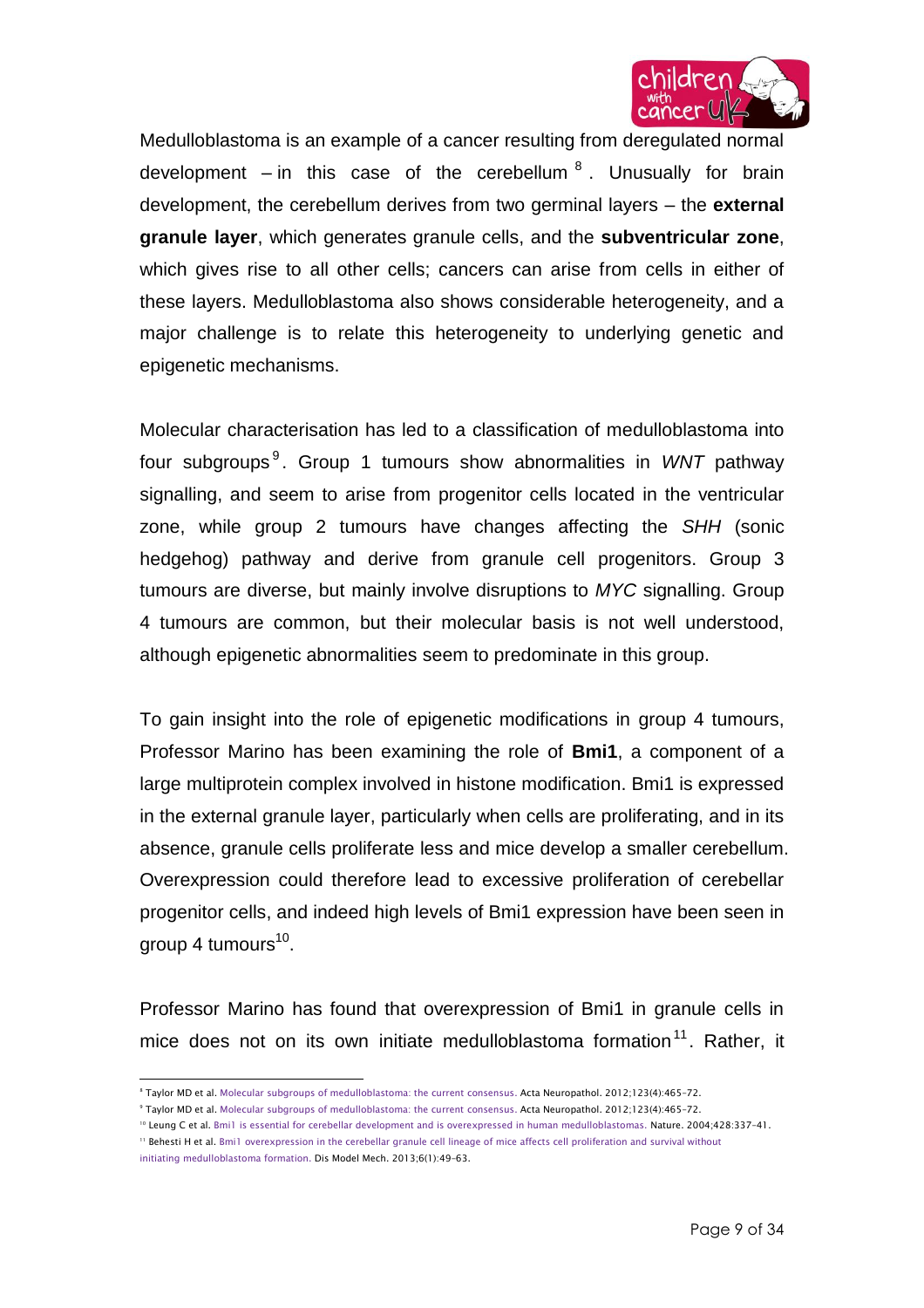Medulloblastoma is an example of a cancer resulting from deregulated normal development – in this case of the cerebellum [8]. Unusually for brain development, the cerebellum derives from two germinal layers – the **external granule layer**, which generates granule cells, and the **subventricular zone**, which gives rise to all other cells; cancers can arise from cells in either of these layers. Medulloblastoma also shows considerable heterogeneity, and a major challenge is to relate this heterogeneity to underlying genetic and epigenetic mechanisms.

Molecular characterisation has led to a classification of medulloblastoma into four subgroups [9]. Group 1 tumours show abnormalities in *WNT* pathway signalling, and seem to arise from progenitor cells located in the ventricular zone, while group 2 tumours have changes affecting the *SHH* (sonic hedgehog) pathway and derive from granule cell progenitors. Group 3 tumours are diverse, but mainly involve disruptions to *MYC* signalling. Group 4 tumours are common, but their molecular basis is not well understood, although epigenetic abnormalities seem to predominate in this group.

To gain insight into the role of epigenetic modifications in group 4 tumours, Professor Marino has been examining the role of **Bmi1**, a component of a large multiprotein complex involved in histone modification. Bmi1 is expressed in the external granule layer, particularly when cells are proliferating, and in its absence, granule cells proliferate less and mice develop a smaller cerebellum. Overexpression could therefore lead to excessive proliferation of cerebellar progenitor cells, and indeed high levels of Bmi1 expression have been seen in group 4 tumours [10].

Professor Marino has found that overexpression of Bmi1 in granule cells in mice does not on its own initiate medulloblastoma formation [11]. Rather, it

---

[8] Taylor MD et al. Molecular subgroups of medulloblastoma: the current consensus. Acta Neuropathol. 2012;123(4):465-72.

[9] Taylor MD et al. Molecular subgroups of medulloblastoma: the current consensus. Acta Neuropathol. 2012;123(4):465-72.

[10] Leung C et al. Bmi1 is essential for cerebellar development and is overexpressed in human medulloblastomas. Nature. 2004;428:337-41.

[11] Behesti H et al. Bmi1 overexpression in the cerebellar granule cell lineage of mice affects cell proliferation and survival without initiating medulloblastoma formation. Dis Model Mech. 2013;6(1):49-63.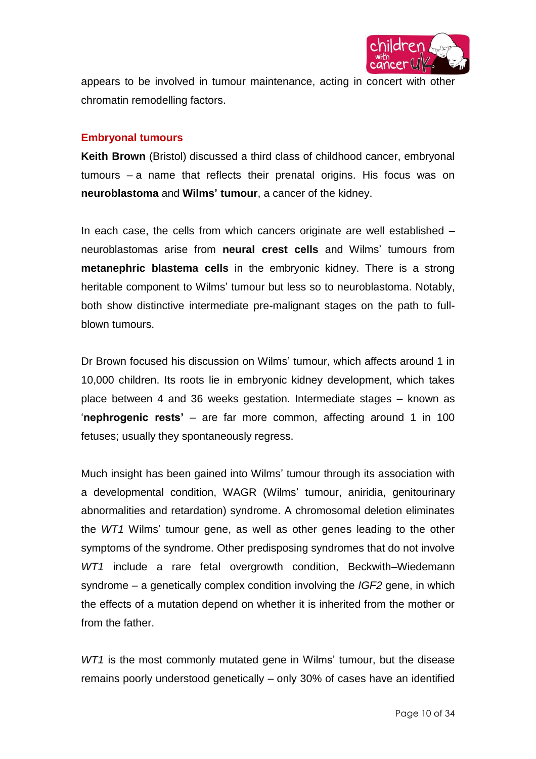appears to be involved in tumour maintenance, acting in concert with other chromatin remodelling factors.

## Embryonal tumours

**Keith Brown** (Bristol) discussed a third class of childhood cancer, embryonal tumours – a name that reflects their prenatal origins. His focus was on **neuroblastoma** and **Wilms' tumour**, a cancer of the kidney.

In each case, the cells from which cancers originate are well established – neuroblastomas arise from **neural crest cells** and Wilms' tumours from **metanephric blastema cells** in the embryonic kidney. There is a strong heritable component to Wilms' tumour but less so to neuroblastoma. Notably, both show distinctive intermediate pre-malignant stages on the path to full-blown tumours.

Dr Brown focused his discussion on Wilms' tumour, which affects around 1 in 10,000 children. Its roots lie in embryonic kidney development, which takes place between 4 and 36 weeks gestation. Intermediate stages – known as '**nephrogenic rests'** – are far more common, affecting around 1 in 100 fetuses; usually they spontaneously regress.

Much insight has been gained into Wilms' tumour through its association with a developmental condition, WAGR (Wilms' tumour, aniridia, genitourinary abnormalities and retardation) syndrome. A chromosomal deletion eliminates the *WT1* Wilms' tumour gene, as well as other genes leading to the other symptoms of the syndrome. Other predisposing syndromes that do not involve *WT1* include a rare fetal overgrowth condition, Beckwith–Wiedemann syndrome – a genetically complex condition involving the *IGF2* gene, in which the effects of a mutation depend on whether it is inherited from the mother or from the father.

*WT1* is the most commonly mutated gene in Wilms' tumour, but the disease remains poorly understood genetically – only 30% of cases have an identified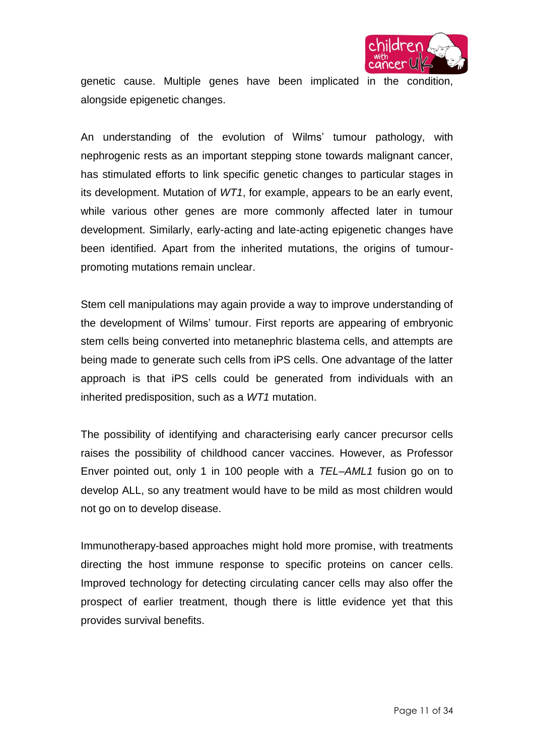genetic cause. Multiple genes have been implicated in the condition, alongside epigenetic changes.

An understanding of the evolution of Wilms' tumour pathology, with nephrogenic rests as an important stepping stone towards malignant cancer, has stimulated efforts to link specific genetic changes to particular stages in its development. Mutation of *WT1*, for example, appears to be an early event, while various other genes are more commonly affected later in tumour development. Similarly, early-acting and late-acting epigenetic changes have been identified. Apart from the inherited mutations, the origins of tumour-promoting mutations remain unclear.

Stem cell manipulations may again provide a way to improve understanding of the development of Wilms' tumour. First reports are appearing of embryonic stem cells being converted into metanephric blastema cells, and attempts are being made to generate such cells from iPS cells. One advantage of the latter approach is that iPS cells could be generated from individuals with an inherited predisposition, such as a *WT1* mutation.

The possibility of identifying and characterising early cancer precursor cells raises the possibility of childhood cancer vaccines. However, as Professor Enver pointed out, only 1 in 100 people with a *TEL–AML1* fusion go on to develop ALL, so any treatment would have to be mild as most children would not go on to develop disease.

Immunotherapy-based approaches might hold more promise, with treatments directing the host immune response to specific proteins on cancer cells. Improved technology for detecting circulating cancer cells may also offer the prospect of earlier treatment, though there is little evidence yet that this provides survival benefits.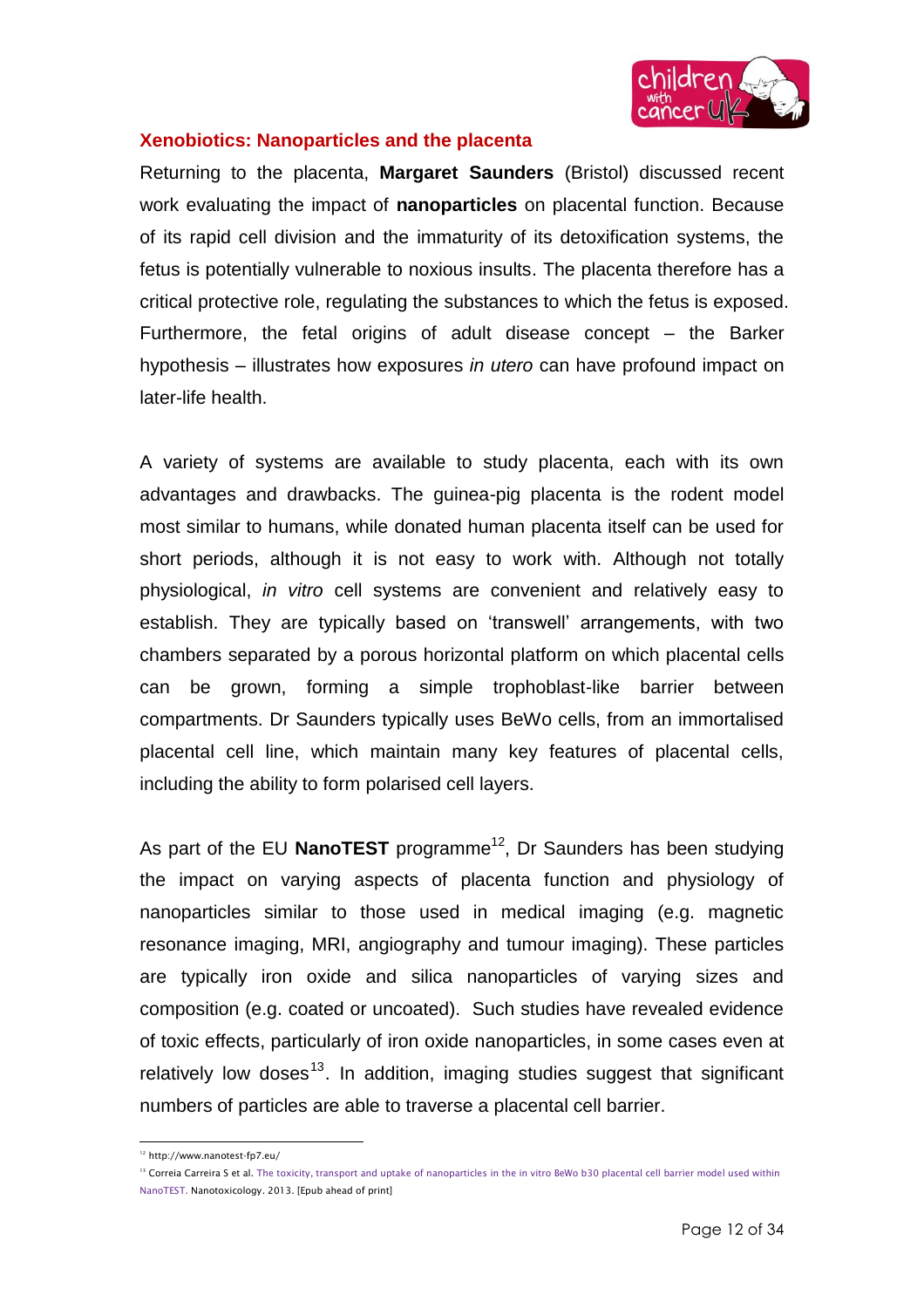### Xenobiotics: Nanoparticles and the placenta

Returning to the placenta, **Margaret Saunders** (Bristol) discussed recent work evaluating the impact of **nanoparticles** on placental function. Because of its rapid cell division and the immaturity of its detoxification systems, the fetus is potentially vulnerable to noxious insults. The placenta therefore has a critical protective role, regulating the substances to which the fetus is exposed. Furthermore, the fetal origins of adult disease concept – the Barker hypothesis – illustrates how exposures *in utero* can have profound impact on later-life health.

A variety of systems are available to study placenta, each with its own advantages and drawbacks. The guinea-pig placenta is the rodent model most similar to humans, while donated human placenta itself can be used for short periods, although it is not easy to work with. Although not totally physiological, *in vitro* cell systems are convenient and relatively easy to establish. They are typically based on 'transwell' arrangements, with two chambers separated by a porous horizontal platform on which placental cells can be grown, forming a simple trophoblast-like barrier between compartments. Dr Saunders typically uses BeWo cells, from an immortalised placental cell line, which maintain many key features of placental cells, including the ability to form polarised cell layers.

As part of the EU **NanoTEST** programme[12], Dr Saunders has been studying the impact on varying aspects of placenta function and physiology of nanoparticles similar to those used in medical imaging (e.g. magnetic resonance imaging, MRI, angiography and tumour imaging). These particles are typically iron oxide and silica nanoparticles of varying sizes and composition (e.g. coated or uncoated). Such studies have revealed evidence of toxic effects, particularly of iron oxide nanoparticles, in some cases even at relatively low doses[13]. In addition, imaging studies suggest that significant numbers of particles are able to traverse a placental cell barrier.

---

[12] http://www.nanotest-fp7.eu/

[13] Correia Carreira S et al. The toxicity, transport and uptake of nanoparticles in the in vitro BeWo b30 placental cell barrier model used within NanoTEST. Nanotoxicology. 2013. [Epub ahead of print]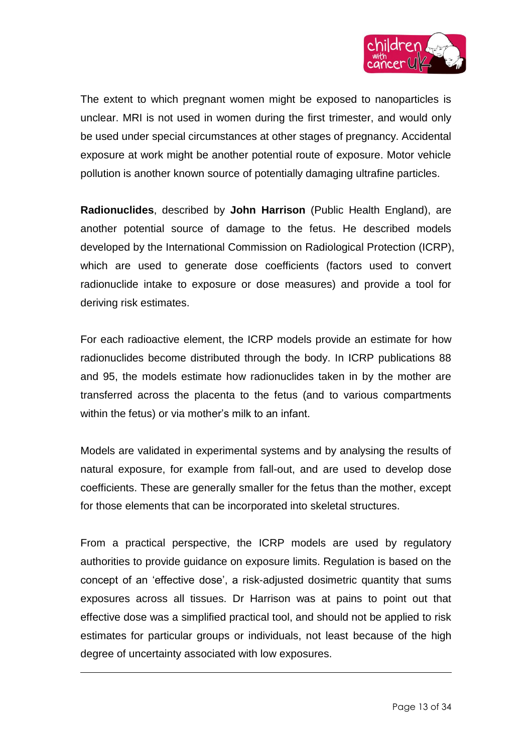The extent to which pregnant women might be exposed to nanoparticles is unclear. MRI is not used in women during the first trimester, and would only be used under special circumstances at other stages of pregnancy. Accidental exposure at work might be another potential route of exposure. Motor vehicle pollution is another known source of potentially damaging ultrafine particles.

**Radionuclides**, described by **John Harrison** (Public Health England), are another potential source of damage to the fetus. He described models developed by the International Commission on Radiological Protection (ICRP), which are used to generate dose coefficients (factors used to convert radionuclide intake to exposure or dose measures) and provide a tool for deriving risk estimates.

For each radioactive element, the ICRP models provide an estimate for how radionuclides become distributed through the body. In ICRP publications 88 and 95, the models estimate how radionuclides taken in by the mother are transferred across the placenta to the fetus (and to various compartments within the fetus) or via mother's milk to an infant.

Models are validated in experimental systems and by analysing the results of natural exposure, for example from fall-out, and are used to develop dose coefficients. These are generally smaller for the fetus than the mother, except for those elements that can be incorporated into skeletal structures.

From a practical perspective, the ICRP models are used by regulatory authorities to provide guidance on exposure limits. Regulation is based on the concept of an 'effective dose', a risk-adjusted dosimetric quantity that sums exposures across all tissues. Dr Harrison was at pains to point out that effective dose was a simplified practical tool, and should not be applied to risk estimates for particular groups or individuals, not least because of the high degree of uncertainty associated with low exposures.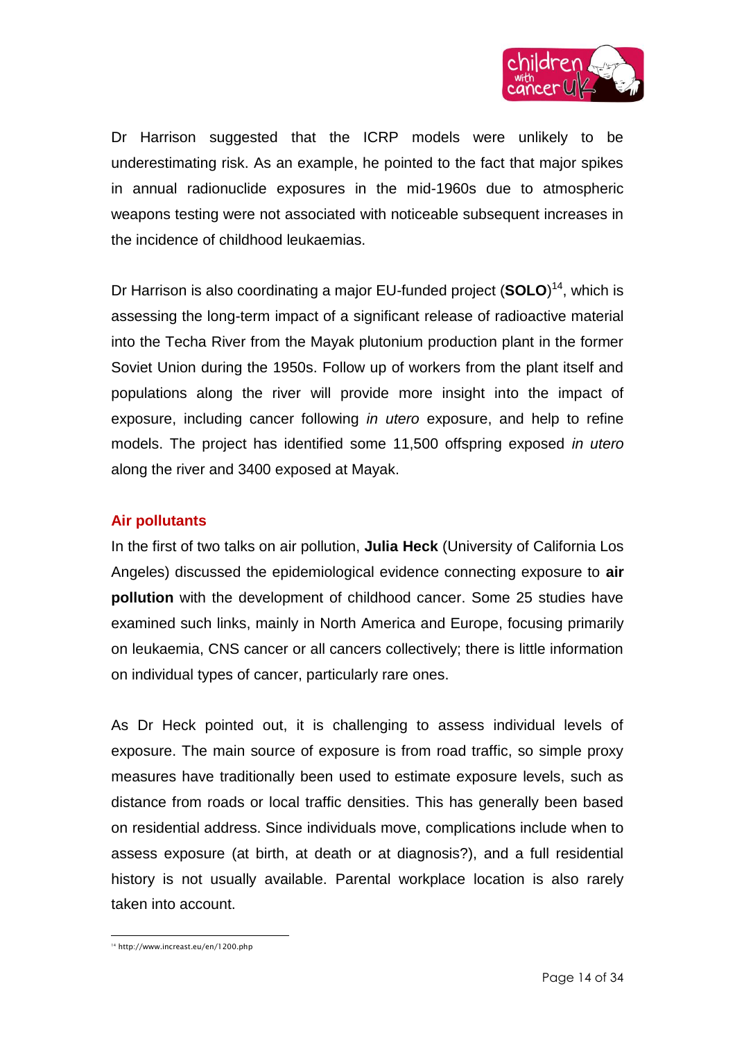Dr Harrison suggested that the ICRP models were unlikely to be underestimating risk. As an example, he pointed to the fact that major spikes in annual radionuclide exposures in the mid-1960s due to atmospheric weapons testing were not associated with noticeable subsequent increases in the incidence of childhood leukaemias.

Dr Harrison is also coordinating a major EU-funded project (**SOLO**)[14], which is assessing the long-term impact of a significant release of radioactive material into the Techa River from the Mayak plutonium production plant in the former Soviet Union during the 1950s. Follow up of workers from the plant itself and populations along the river will provide more insight into the impact of exposure, including cancer following *in utero* exposure, and help to refine models. The project has identified some 11,500 offspring exposed *in utero* along the river and 3400 exposed at Mayak.

## Air pollutants

In the first of two talks on air pollution, **Julia Heck** (University of California Los Angeles) discussed the epidemiological evidence connecting exposure to **air pollution** with the development of childhood cancer. Some 25 studies have examined such links, mainly in North America and Europe, focusing primarily on leukaemia, CNS cancer or all cancers collectively; there is little information on individual types of cancer, particularly rare ones.

As Dr Heck pointed out, it is challenging to assess individual levels of exposure. The main source of exposure is from road traffic, so simple proxy measures have traditionally been used to estimate exposure levels, such as distance from roads or local traffic densities. This has generally been based on residential address. Since individuals move, complications include when to assess exposure (at birth, at death or at diagnosis?), and a full residential history is not usually available. Parental workplace location is also rarely taken into account.

[14] http://www.increast.eu/en/1200.php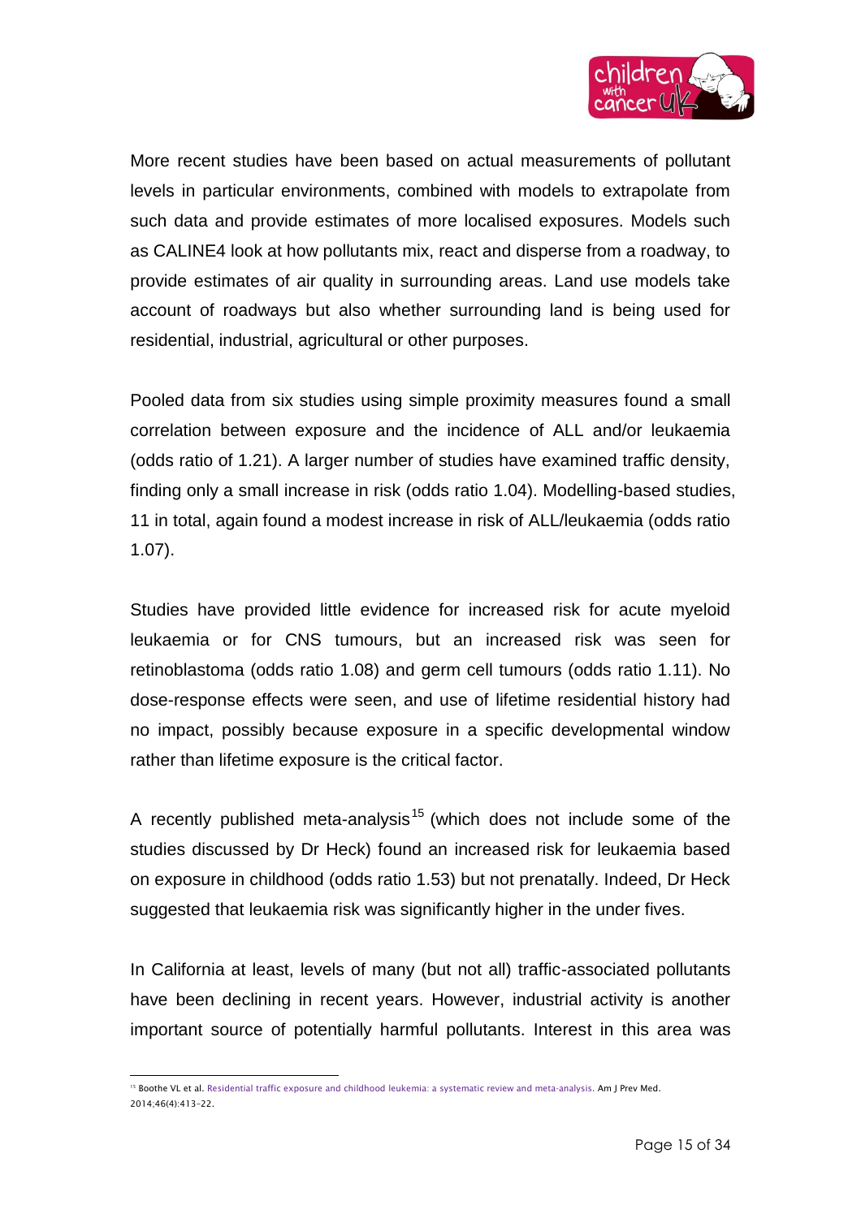More recent studies have been based on actual measurements of pollutant levels in particular environments, combined with models to extrapolate from such data and provide estimates of more localised exposures. Models such as CALINE4 look at how pollutants mix, react and disperse from a roadway, to provide estimates of air quality in surrounding areas. Land use models take account of roadways but also whether surrounding land is being used for residential, industrial, agricultural or other purposes.

Pooled data from six studies using simple proximity measures found a small correlation between exposure and the incidence of ALL and/or leukaemia (odds ratio of 1.21). A larger number of studies have examined traffic density, finding only a small increase in risk (odds ratio 1.04). Modelling-based studies, 11 in total, again found a modest increase in risk of ALL/leukaemia (odds ratio 1.07).

Studies have provided little evidence for increased risk for acute myeloid leukaemia or for CNS tumours, but an increased risk was seen for retinoblastoma (odds ratio 1.08) and germ cell tumours (odds ratio 1.11). No dose-response effects were seen, and use of lifetime residential history had no impact, possibly because exposure in a specific developmental window rather than lifetime exposure is the critical factor.

A recently published meta-analysis[15] (which does not include some of the studies discussed by Dr Heck) found an increased risk for leukaemia based on exposure in childhood (odds ratio 1.53) but not prenatally. Indeed, Dr Heck suggested that leukaemia risk was significantly higher in the under fives.

In California at least, levels of many (but not all) traffic-associated pollutants have been declining in recent years. However, industrial activity is another important source of potentially harmful pollutants. Interest in this area was

---

[15] Boothe VL et al. Residential traffic exposure and childhood leukemia: a systematic review and meta-analysis. Am J Prev Med. 2014;46(4):413-22.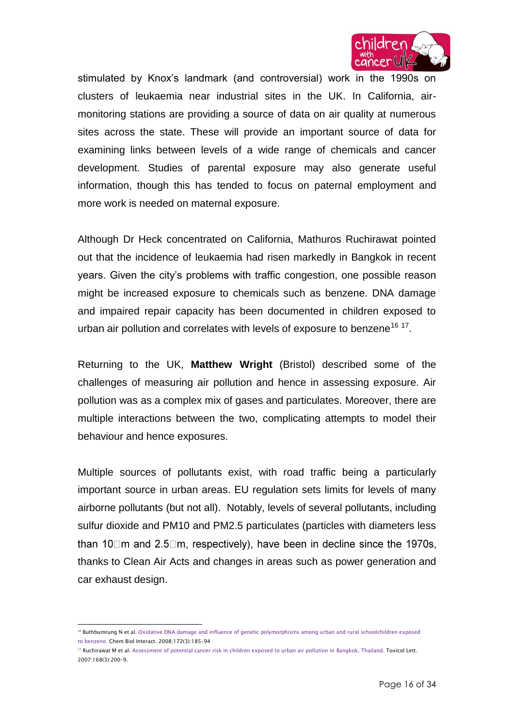stimulated by Knox's landmark (and controversial) work in the 1990s on clusters of leukaemia near industrial sites in the UK. In California, air-monitoring stations are providing a source of data on air quality at numerous sites across the state. These will provide an important source of data for examining links between levels of a wide range of chemicals and cancer development. Studies of parental exposure may also generate useful information, though this has tended to focus on paternal employment and more work is needed on maternal exposure.

Although Dr Heck concentrated on California, Mathuros Ruchirawat pointed out that the incidence of leukaemia had risen markedly in Bangkok in recent years. Given the city's problems with traffic congestion, one possible reason might be increased exposure to chemicals such as benzene. DNA damage and impaired repair capacity has been documented in children exposed to urban air pollution and correlates with levels of exposure to benzene[16] [17].

Returning to the UK, **Matthew Wright** (Bristol) described some of the challenges of measuring air pollution and hence in assessing exposure. Air pollution was as a complex mix of gases and particulates. Moreover, there are multiple interactions between the two, complicating attempts to model their behaviour and hence exposures.

Multiple sources of pollutants exist, with road traffic being a particularly important source in urban areas. EU regulation sets limits for levels of many airborne pollutants (but not all). Notably, levels of several pollutants, including sulfur dioxide and PM10 and PM2.5 particulates (particles with diameters less than 10□m and 2.5□m, respectively), have been in decline since the 1970s, thanks to Clean Air Acts and changes in areas such as power generation and car exhaust design.

---

[16] Buthbumrung N et al. Oxidative DNA damage and influence of genetic polymorphisms among urban and rural schoolchildren exposed to benzene. Chem Biol Interact. 2008;172(3):185–94

[17] Ruchirawat M et al. Assessment of potential cancer risk in children exposed to urban air pollution in Bangkok, Thailand. Toxicol Lett. 2007;168(3):200–9.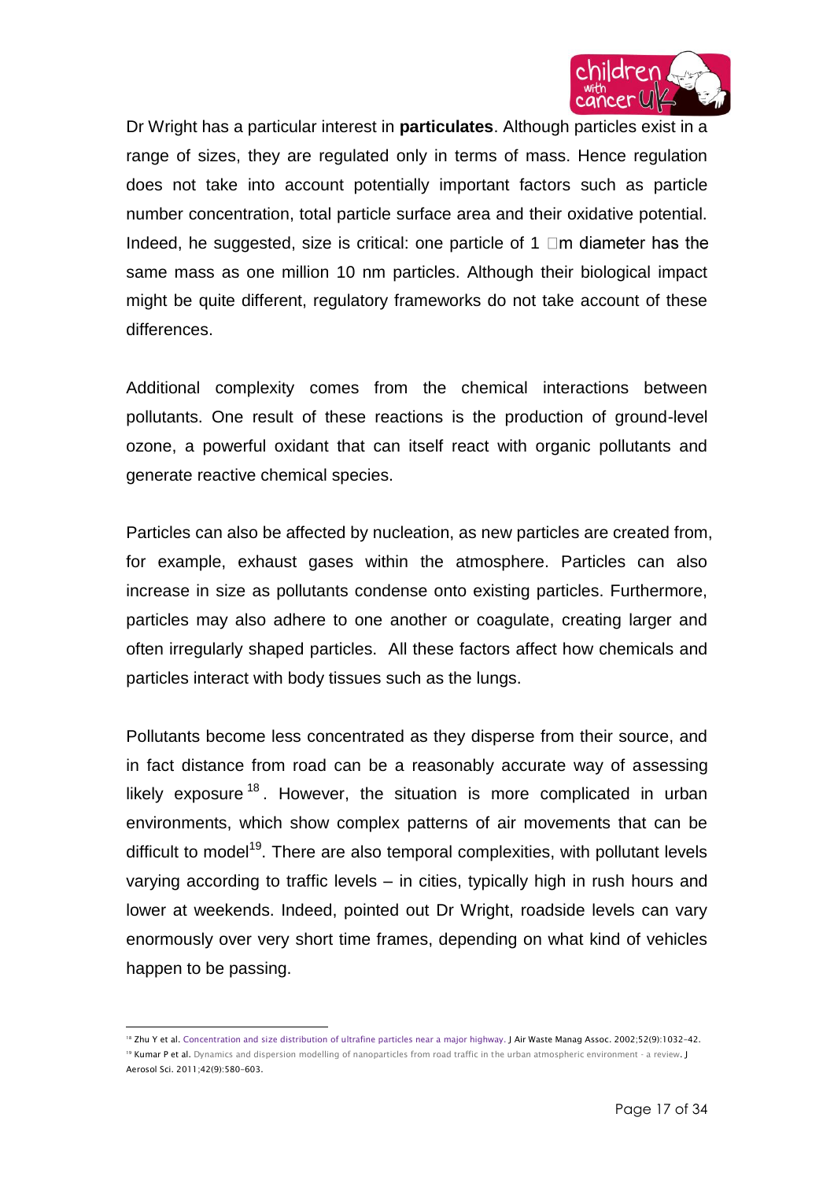Dr Wright has a particular interest in **particulates**. Although particles exist in a range of sizes, they are regulated only in terms of mass. Hence regulation does not take into account potentially important factors such as particle number concentration, total particle surface area and their oxidative potential. Indeed, he suggested, size is critical: one particle of 1 μm diameter has the same mass as one million 10 nm particles. Although their biological impact might be quite different, regulatory frameworks do not take account of these differences.

Additional complexity comes from the chemical interactions between pollutants. One result of these reactions is the production of ground-level ozone, a powerful oxidant that can itself react with organic pollutants and generate reactive chemical species.

Particles can also be affected by nucleation, as new particles are created from, for example, exhaust gases within the atmosphere. Particles can also increase in size as pollutants condense onto existing particles. Furthermore, particles may also adhere to one another or coagulate, creating larger and often irregularly shaped particles. All these factors affect how chemicals and particles interact with body tissues such as the lungs.

Pollutants become less concentrated as they disperse from their source, and in fact distance from road can be a reasonably accurate way of assessing likely exposure [18]. However, the situation is more complicated in urban environments, which show complex patterns of air movements that can be difficult to model[19]. There are also temporal complexities, with pollutant levels varying according to traffic levels – in cities, typically high in rush hours and lower at weekends. Indeed, pointed out Dr Wright, roadside levels can vary enormously over very short time frames, depending on what kind of vehicles happen to be passing.

---

[18] Zhu Y et al. Concentration and size distribution of ultrafine particles near a major highway. J Air Waste Manag Assoc. 2002;52(9):1032–42.

[19] Kumar P et al. Dynamics and dispersion modelling of nanoparticles from road traffic in the urban atmospheric environment - a review. J Aerosol Sci. 2011;42(9):580–603.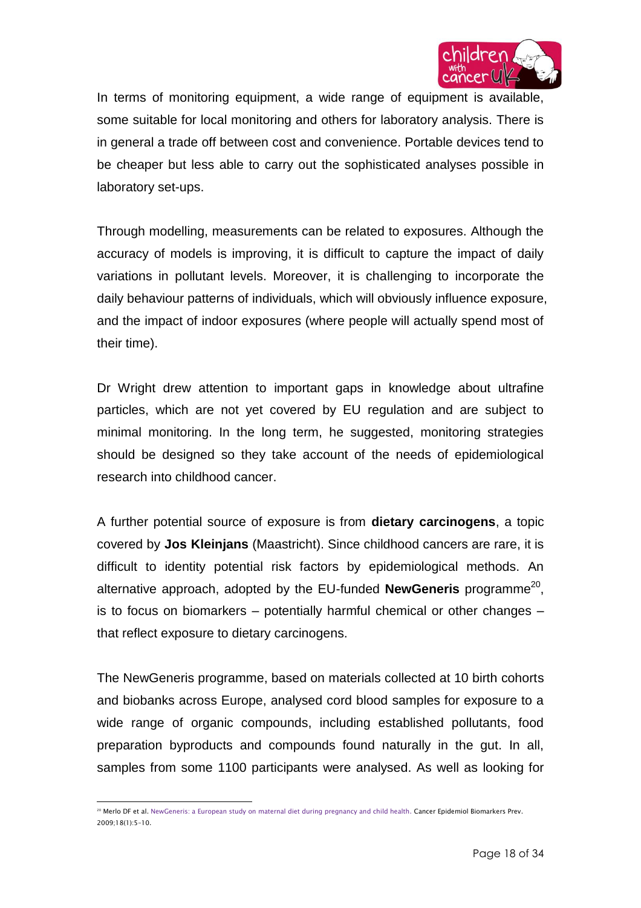In terms of monitoring equipment, a wide range of equipment is available, some suitable for local monitoring and others for laboratory analysis. There is in general a trade off between cost and convenience. Portable devices tend to be cheaper but less able to carry out the sophisticated analyses possible in laboratory set-ups.

Through modelling, measurements can be related to exposures. Although the accuracy of models is improving, it is difficult to capture the impact of daily variations in pollutant levels. Moreover, it is challenging to incorporate the daily behaviour patterns of individuals, which will obviously influence exposure, and the impact of indoor exposures (where people will actually spend most of their time).

Dr Wright drew attention to important gaps in knowledge about ultrafine particles, which are not yet covered by EU regulation and are subject to minimal monitoring. In the long term, he suggested, monitoring strategies should be designed so they take account of the needs of epidemiological research into childhood cancer.

A further potential source of exposure is from **dietary carcinogens**, a topic covered by **Jos Kleinjans** (Maastricht). Since childhood cancers are rare, it is difficult to identity potential risk factors by epidemiological methods. An alternative approach, adopted by the EU-funded **NewGeneris** programme[20], is to focus on biomarkers – potentially harmful chemical or other changes – that reflect exposure to dietary carcinogens.

The NewGeneris programme, based on materials collected at 10 birth cohorts and biobanks across Europe, analysed cord blood samples for exposure to a wide range of organic compounds, including established pollutants, food preparation byproducts and compounds found naturally in the gut. In all, samples from some 1100 participants were analysed. As well as looking for

[20] Merlo DF et al. NewGeneris: a European study on maternal diet during pregnancy and child health. Cancer Epidemiol Biomarkers Prev. 2009;18(1):5-10.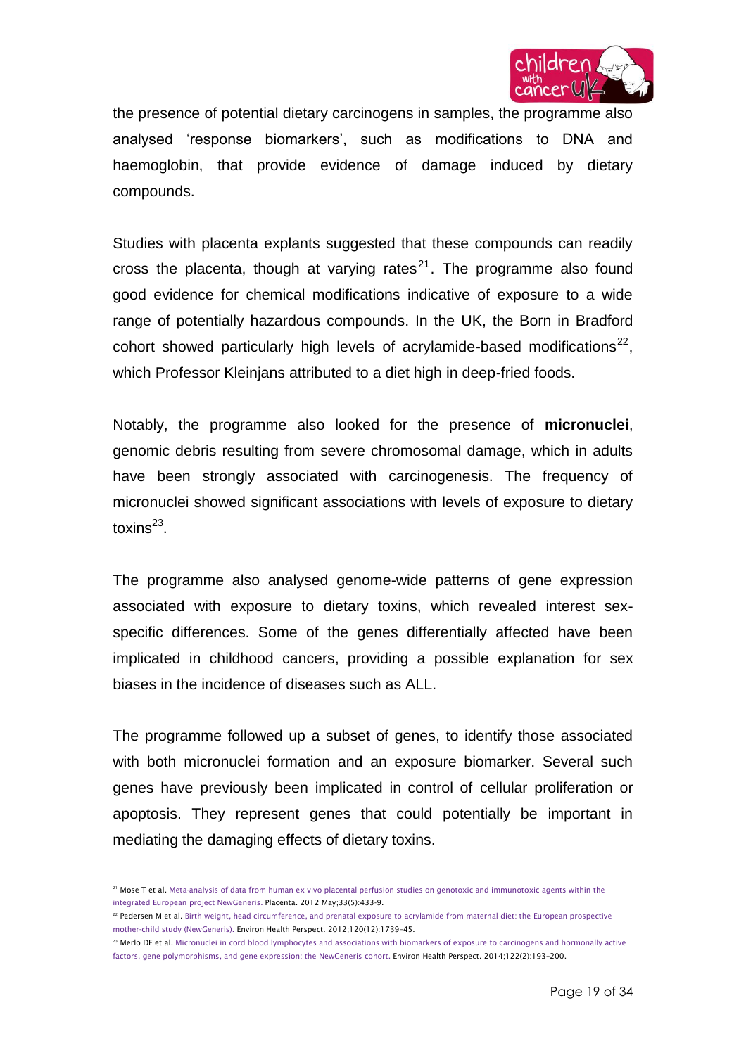the presence of potential dietary carcinogens in samples, the programme also analysed 'response biomarkers', such as modifications to DNA and haemoglobin, that provide evidence of damage induced by dietary compounds.

Studies with placenta explants suggested that these compounds can readily cross the placenta, though at varying rates[21]. The programme also found good evidence for chemical modifications indicative of exposure to a wide range of potentially hazardous compounds. In the UK, the Born in Bradford cohort showed particularly high levels of acrylamide-based modifications[22], which Professor Kleinjans attributed to a diet high in deep-fried foods.

Notably, the programme also looked for the presence of **micronuclei**, genomic debris resulting from severe chromosomal damage, which in adults have been strongly associated with carcinogenesis. The frequency of micronuclei showed significant associations with levels of exposure to dietary toxins[23].

The programme also analysed genome-wide patterns of gene expression associated with exposure to dietary toxins, which revealed interest sex-specific differences. Some of the genes differentially affected have been implicated in childhood cancers, providing a possible explanation for sex biases in the incidence of diseases such as ALL.

The programme followed up a subset of genes, to identify those associated with both micronuclei formation and an exposure biomarker. Several such genes have previously been implicated in control of cellular proliferation or apoptosis. They represent genes that could potentially be important in mediating the damaging effects of dietary toxins.

---

[21] Mose T et al. Meta-analysis of data from human ex vivo placental perfusion studies on genotoxic and immunotoxic agents within the integrated European project NewGeneris. Placenta. 2012 May;33(5):433-9.

[22] Pedersen M et al. Birth weight, head circumference, and prenatal exposure to acrylamide from maternal diet: the European prospective mother-child study (NewGeneris). Environ Health Perspect. 2012;120(12):1739-45.

[23] Merlo DF et al. Micronuclei in cord blood lymphocytes and associations with biomarkers of exposure to carcinogens and hormonally active factors, gene polymorphisms, and gene expression: the NewGeneris cohort. Environ Health Perspect. 2014;122(2):193-200.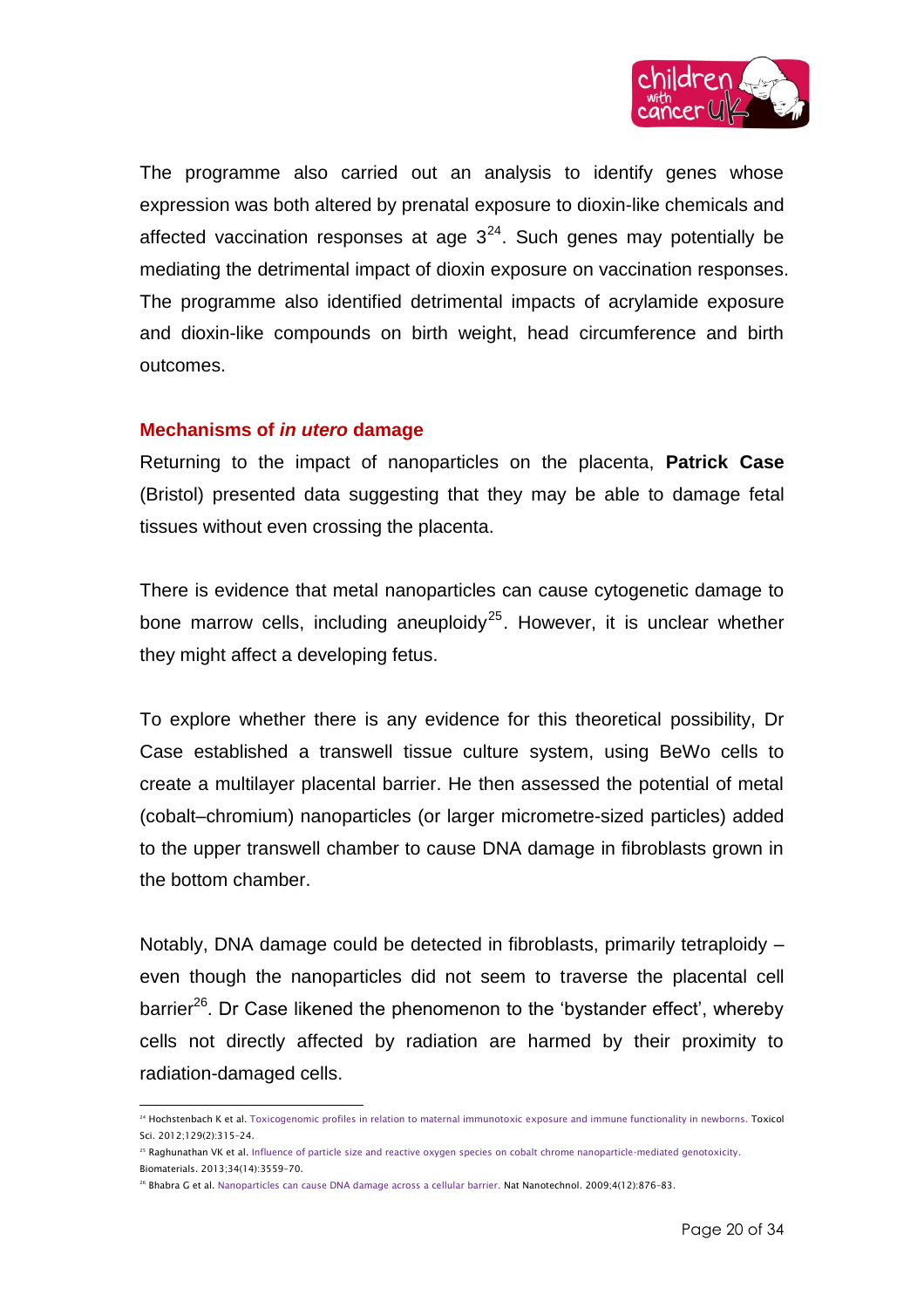The programme also carried out an analysis to identify genes whose expression was both altered by prenatal exposure to dioxin-like chemicals and affected vaccination responses at age 3[24]. Such genes may potentially be mediating the detrimental impact of dioxin exposure on vaccination responses. The programme also identified detrimental impacts of acrylamide exposure and dioxin-like compounds on birth weight, head circumference and birth outcomes.

## Mechanisms of *in utero* damage

Returning to the impact of nanoparticles on the placenta, **Patrick Case** (Bristol) presented data suggesting that they may be able to damage fetal tissues without even crossing the placenta.

There is evidence that metal nanoparticles can cause cytogenetic damage to bone marrow cells, including aneuploidy[25]. However, it is unclear whether they might affect a developing fetus.

To explore whether there is any evidence for this theoretical possibility, Dr Case established a transwell tissue culture system, using BeWo cells to create a multilayer placental barrier. He then assessed the potential of metal (cobalt–chromium) nanoparticles (or larger micrometre-sized particles) added to the upper transwell chamber to cause DNA damage in fibroblasts grown in the bottom chamber.

Notably, DNA damage could be detected in fibroblasts, primarily tetraploidy – even though the nanoparticles did not seem to traverse the placental cell barrier[26]. Dr Case likened the phenomenon to the 'bystander effect', whereby cells not directly affected by radiation are harmed by their proximity to radiation-damaged cells.

---

[24] Hochstenbach K et al. Toxicogenomic profiles in relation to maternal immunotoxic exposure and immune functionality in newborns. Toxicol Sci. 2012;129(2):315–24.

[25] Raghunathan VK et al. Influence of particle size and reactive oxygen species on cobalt chrome nanoparticle-mediated genotoxicity. Biomaterials. 2013;34(14):3559–70.

[26] Bhabra G et al. Nanoparticles can cause DNA damage across a cellular barrier. Nat Nanotechnol. 2009;4(12):876–83.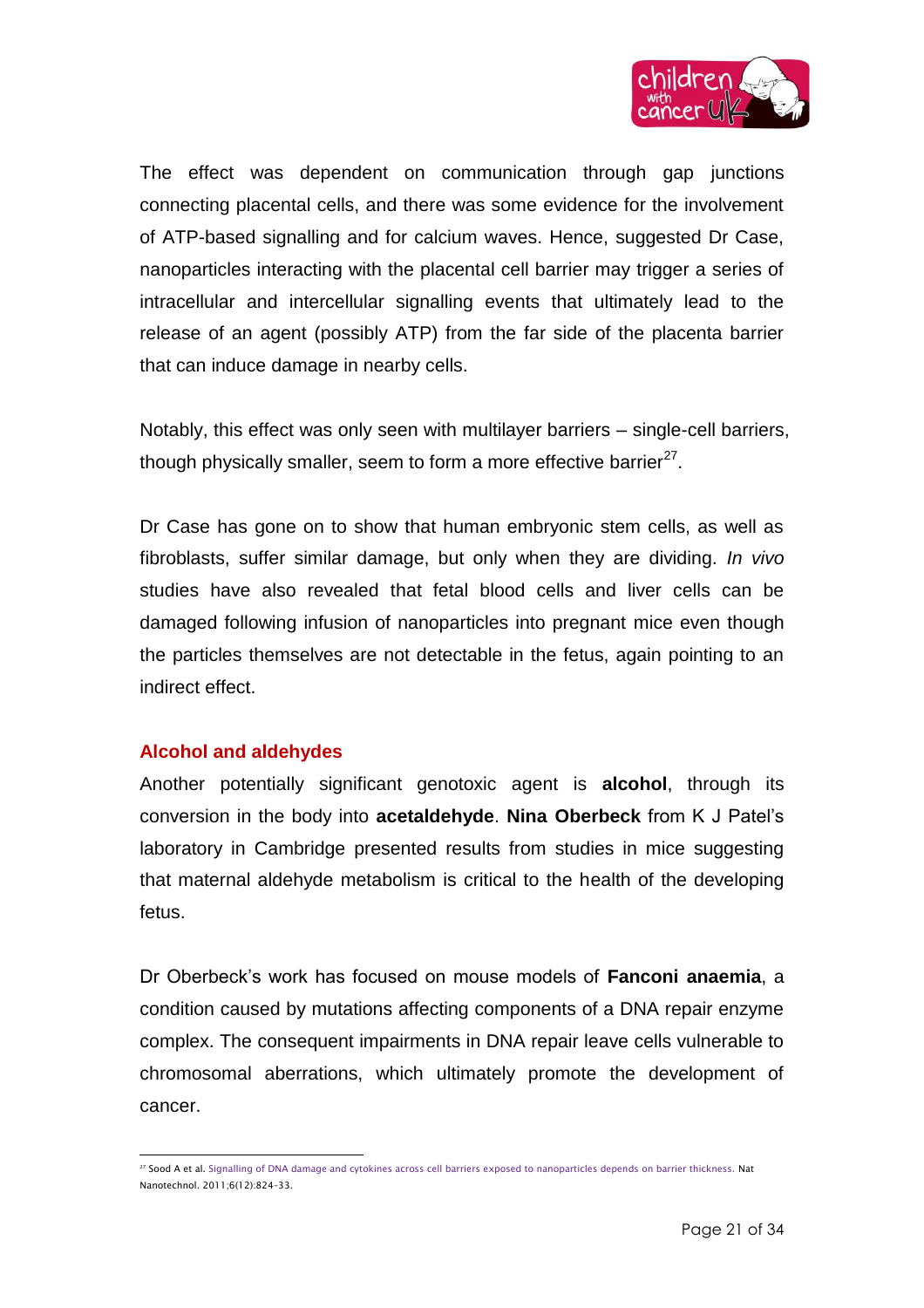The effect was dependent on communication through gap junctions connecting placental cells, and there was some evidence for the involvement of ATP-based signalling and for calcium waves. Hence, suggested Dr Case, nanoparticles interacting with the placental cell barrier may trigger a series of intracellular and intercellular signalling events that ultimately lead to the release of an agent (possibly ATP) from the far side of the placenta barrier that can induce damage in nearby cells.

Notably, this effect was only seen with multilayer barriers – single-cell barriers, though physically smaller, seem to form a more effective barrier[27].

Dr Case has gone on to show that human embryonic stem cells, as well as fibroblasts, suffer similar damage, but only when they are dividing. *In vivo* studies have also revealed that fetal blood cells and liver cells can be damaged following infusion of nanoparticles into pregnant mice even though the particles themselves are not detectable in the fetus, again pointing to an indirect effect.

### Alcohol and aldehydes

Another potentially significant genotoxic agent is **alcohol**, through its conversion in the body into **acetaldehyde**. **Nina Oberbeck** from K J Patel's laboratory in Cambridge presented results from studies in mice suggesting that maternal aldehyde metabolism is critical to the health of the developing fetus.

Dr Oberbeck's work has focused on mouse models of **Fanconi anaemia**, a condition caused by mutations affecting components of a DNA repair enzyme complex. The consequent impairments in DNA repair leave cells vulnerable to chromosomal aberrations, which ultimately promote the development of cancer.

---

[27] Sood A et al. Signalling of DNA damage and cytokines across cell barriers exposed to nanoparticles depends on barrier thickness. Nat Nanotechnol. 2011;6(12):824-33.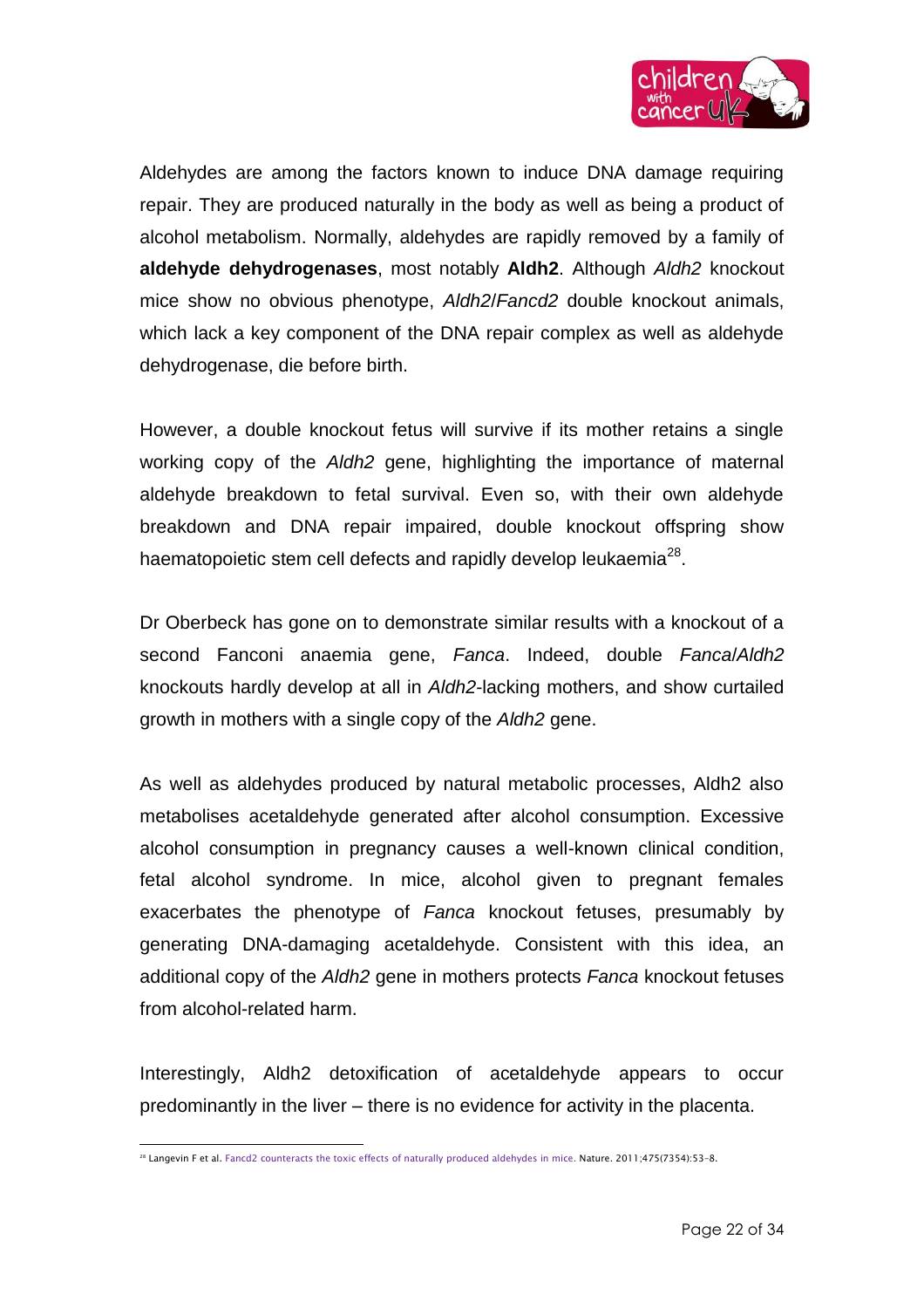Aldehydes are among the factors known to induce DNA damage requiring repair. They are produced naturally in the body as well as being a product of alcohol metabolism. Normally, aldehydes are rapidly removed by a family of **aldehyde dehydrogenases**, most notably **Aldh2**. Although *Aldh2* knockout mice show no obvious phenotype, *Aldh2*/*Fancd2* double knockout animals, which lack a key component of the DNA repair complex as well as aldehyde dehydrogenase, die before birth.

However, a double knockout fetus will survive if its mother retains a single working copy of the *Aldh2* gene, highlighting the importance of maternal aldehyde breakdown to fetal survival. Even so, with their own aldehyde breakdown and DNA repair impaired, double knockout offspring show haematopoietic stem cell defects and rapidly develop leukaemia[28].

Dr Oberbeck has gone on to demonstrate similar results with a knockout of a second Fanconi anaemia gene, *Fanca*. Indeed, double *Fanca*/*Aldh2* knockouts hardly develop at all in *Aldh2*-lacking mothers, and show curtailed growth in mothers with a single copy of the *Aldh2* gene.

As well as aldehydes produced by natural metabolic processes, Aldh2 also metabolises acetaldehyde generated after alcohol consumption. Excessive alcohol consumption in pregnancy causes a well-known clinical condition, fetal alcohol syndrome. In mice, alcohol given to pregnant females exacerbates the phenotype of *Fanca* knockout fetuses, presumably by generating DNA-damaging acetaldehyde. Consistent with this idea, an additional copy of the *Aldh2* gene in mothers protects *Fanca* knockout fetuses from alcohol-related harm.

Interestingly, Aldh2 detoxification of acetaldehyde appears to occur predominantly in the liver – there is no evidence for activity in the placenta.

---

[28] Langevin F et al. Fancd2 counteracts the toxic effects of naturally produced aldehydes in mice. Nature. 2011;475(7354):53-8.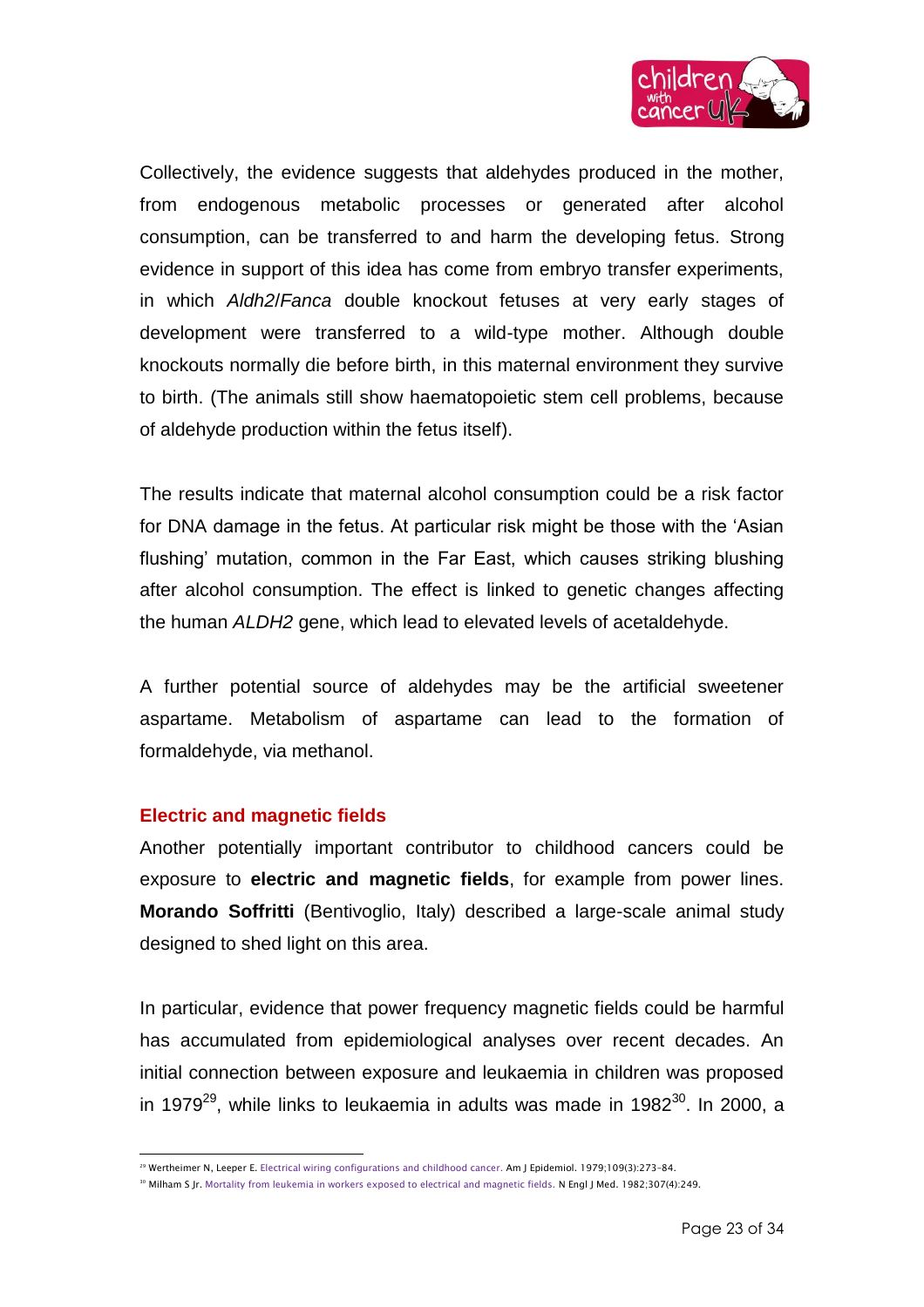Collectively, the evidence suggests that aldehydes produced in the mother, from endogenous metabolic processes or generated after alcohol consumption, can be transferred to and harm the developing fetus. Strong evidence in support of this idea has come from embryo transfer experiments, in which *Aldh2*/*Fanca* double knockout fetuses at very early stages of development were transferred to a wild-type mother. Although double knockouts normally die before birth, in this maternal environment they survive to birth. (The animals still show haematopoietic stem cell problems, because of aldehyde production within the fetus itself).

The results indicate that maternal alcohol consumption could be a risk factor for DNA damage in the fetus. At particular risk might be those with the 'Asian flushing' mutation, common in the Far East, which causes striking blushing after alcohol consumption. The effect is linked to genetic changes affecting the human *ALDH2* gene, which lead to elevated levels of acetaldehyde.

A further potential source of aldehydes may be the artificial sweetener aspartame. Metabolism of aspartame can lead to the formation of formaldehyde, via methanol.

## Electric and magnetic fields

Another potentially important contributor to childhood cancers could be exposure to **electric and magnetic fields**, for example from power lines. **Morando Soffritti** (Bentivoglio, Italy) described a large-scale animal study designed to shed light on this area.

In particular, evidence that power frequency magnetic fields could be harmful has accumulated from epidemiological analyses over recent decades. An initial connection between exposure and leukaemia in children was proposed in 1979[29], while links to leukaemia in adults was made in 1982[30]. In 2000, a

[29] Wertheimer N, Leeper E. Electrical wiring configurations and childhood cancer. Am J Epidemiol. 1979;109(3):273-84.

[30] Milham S Jr. Mortality from leukemia in workers exposed to electrical and magnetic fields. N Engl J Med. 1982;307(4):249.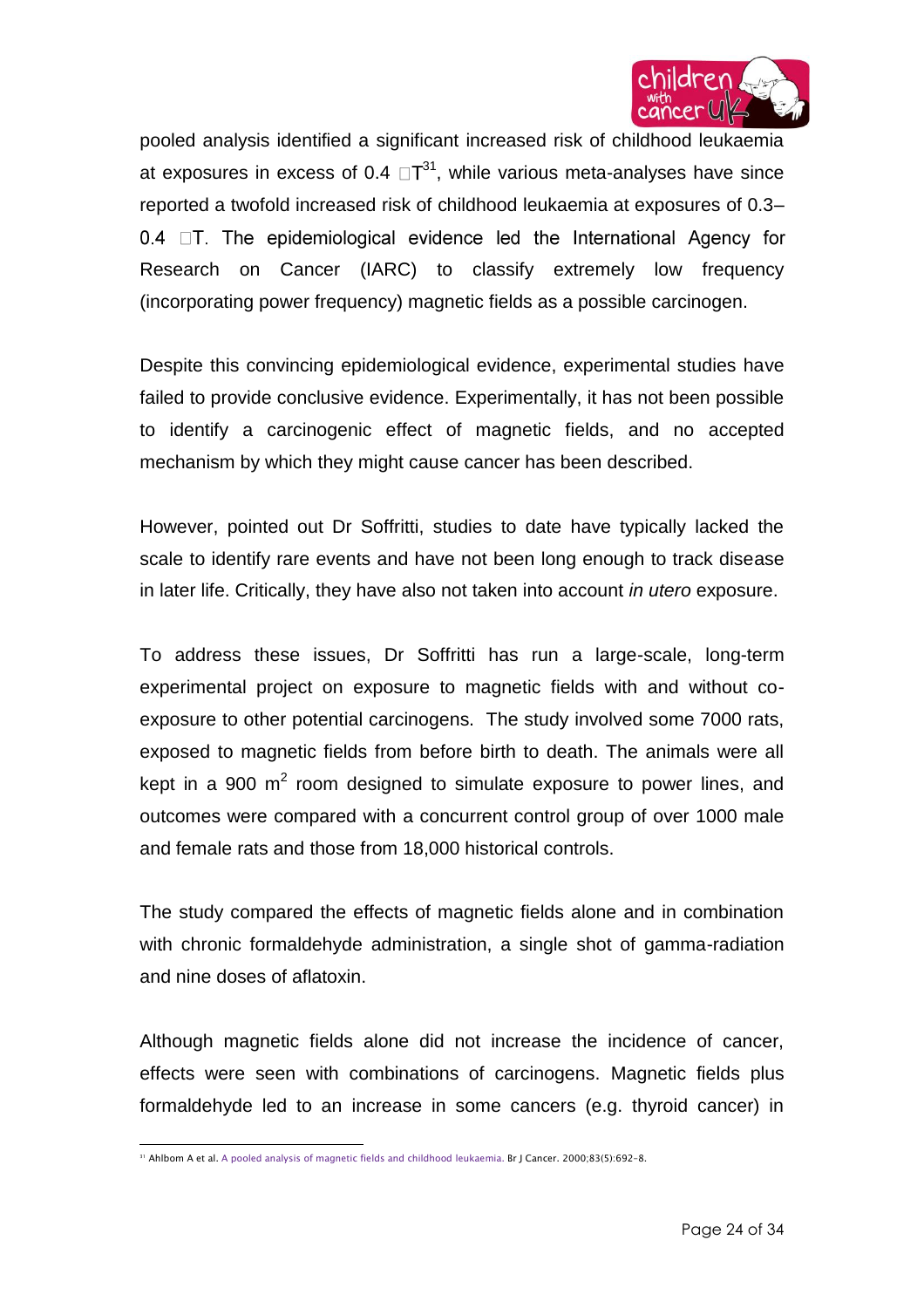pooled analysis identified a significant increased risk of childhood leukaemia at exposures in excess of 0.4 □T[31], while various meta-analyses have since reported a twofold increased risk of childhood leukaemia at exposures of 0.3–0.4 □T. The epidemiological evidence led the International Agency for Research on Cancer (IARC) to classify extremely low frequency (incorporating power frequency) magnetic fields as a possible carcinogen.

Despite this convincing epidemiological evidence, experimental studies have failed to provide conclusive evidence. Experimentally, it has not been possible to identify a carcinogenic effect of magnetic fields, and no accepted mechanism by which they might cause cancer has been described.

However, pointed out Dr Soffritti, studies to date have typically lacked the scale to identify rare events and have not been long enough to track disease in later life. Critically, they have also not taken into account *in utero* exposure.

To address these issues, Dr Soffritti has run a large-scale, long-term experimental project on exposure to magnetic fields with and without co-exposure to other potential carcinogens. The study involved some 7000 rats, exposed to magnetic fields from before birth to death. The animals were all kept in a 900 $m^2$ room designed to simulate exposure to power lines, and outcomes were compared with a concurrent control group of over 1000 male and female rats and those from 18,000 historical controls.

The study compared the effects of magnetic fields alone and in combination with chronic formaldehyde administration, a single shot of gamma-radiation and nine doses of aflatoxin.

Although magnetic fields alone did not increase the incidence of cancer, effects were seen with combinations of carcinogens. Magnetic fields plus formaldehyde led to an increase in some cancers (e.g. thyroid cancer) in

---

[31] Ahlbom A et al. A pooled analysis of magnetic fields and childhood leukaemia. Br J Cancer. 2000;83(5):692-8.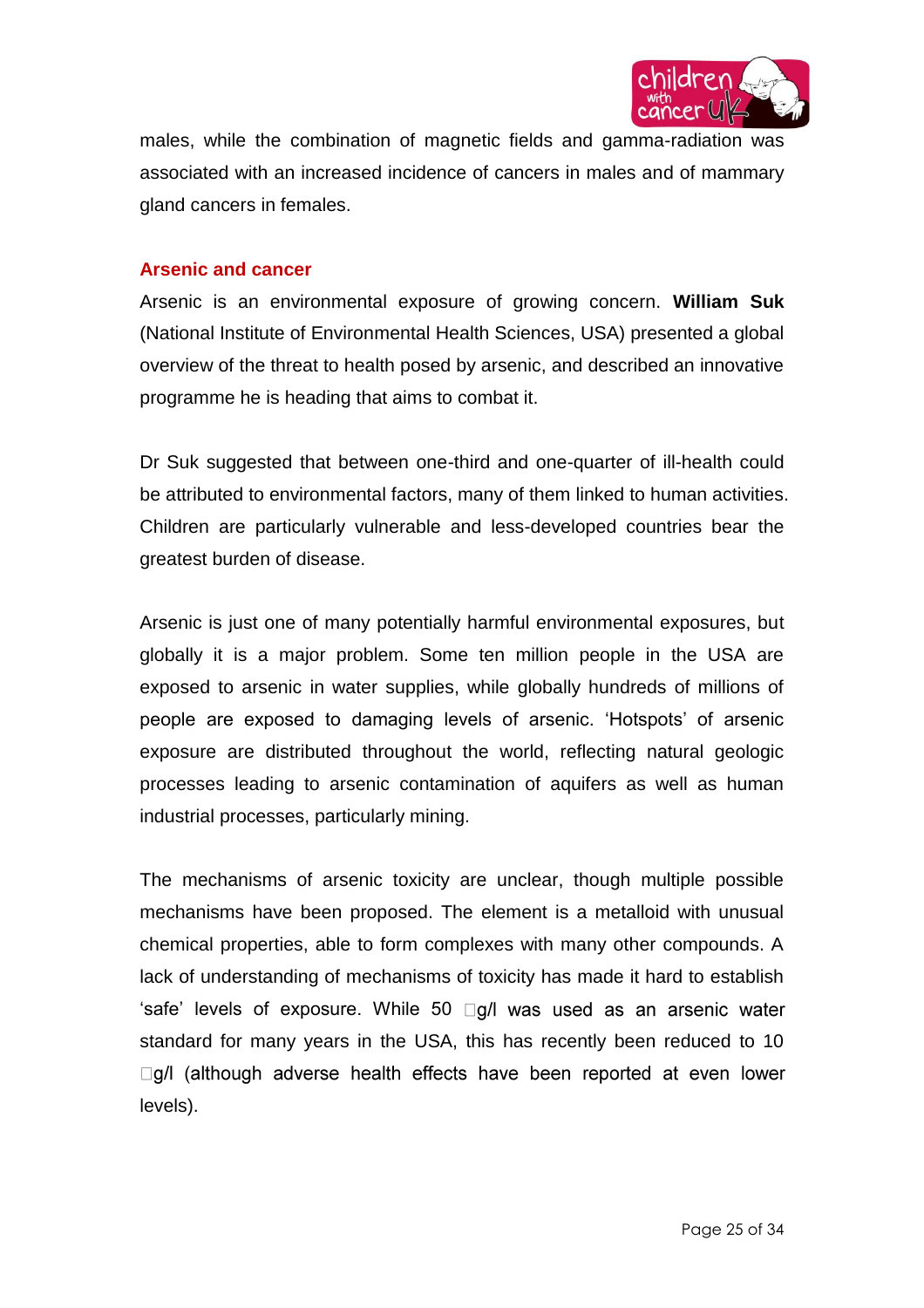males, while the combination of magnetic fields and gamma-radiation was associated with an increased incidence of cancers in males and of mammary gland cancers in females.

## Arsenic and cancer

Arsenic is an environmental exposure of growing concern. **William Suk** (National Institute of Environmental Health Sciences, USA) presented a global overview of the threat to health posed by arsenic, and described an innovative programme he is heading that aims to combat it.

Dr Suk suggested that between one-third and one-quarter of ill-health could be attributed to environmental factors, many of them linked to human activities. Children are particularly vulnerable and less-developed countries bear the greatest burden of disease.

Arsenic is just one of many potentially harmful environmental exposures, but globally it is a major problem. Some ten million people in the USA are exposed to arsenic in water supplies, while globally hundreds of millions of people are exposed to damaging levels of arsenic. 'Hotspots' of arsenic exposure are distributed throughout the world, reflecting natural geologic processes leading to arsenic contamination of aquifers as well as human industrial processes, particularly mining.

The mechanisms of arsenic toxicity are unclear, though multiple possible mechanisms have been proposed. The element is a metalloid with unusual chemical properties, able to form complexes with many other compounds. A lack of understanding of mechanisms of toxicity has made it hard to establish 'safe' levels of exposure. While 50 µg/l was used as an arsenic water standard for many years in the USA, this has recently been reduced to 10 µg/l (although adverse health effects have been reported at even lower levels).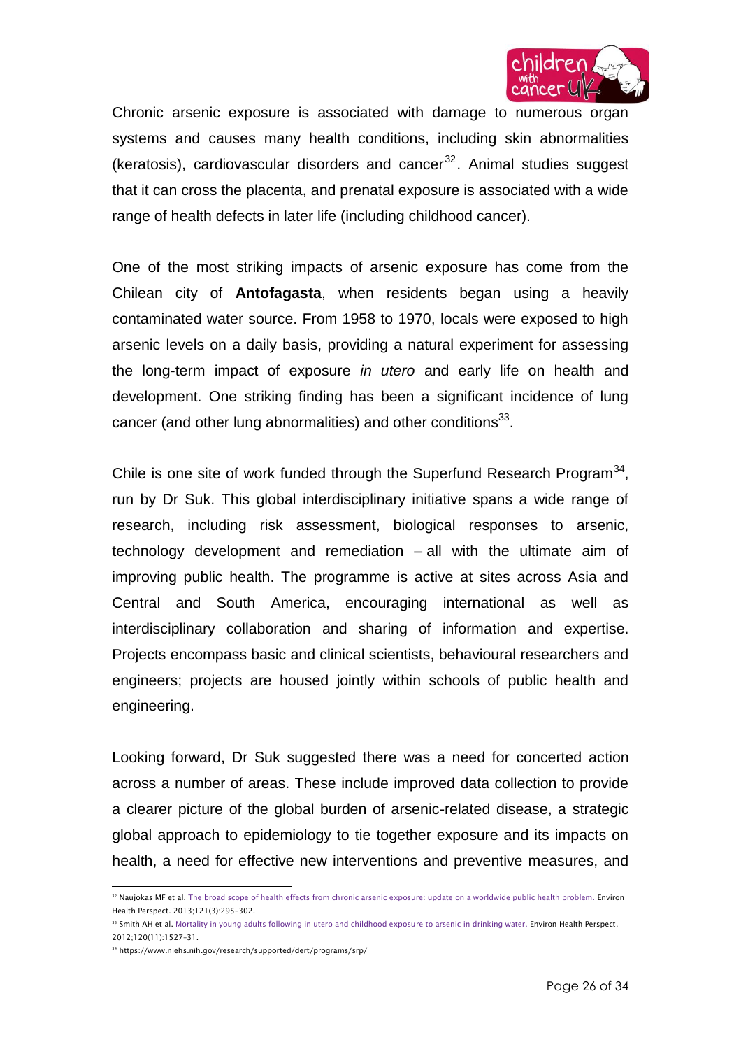Chronic arsenic exposure is associated with damage to numerous organ systems and causes many health conditions, including skin abnormalities (keratosis), cardiovascular disorders and cancer[32]. Animal studies suggest that it can cross the placenta, and prenatal exposure is associated with a wide range of health defects in later life (including childhood cancer).

One of the most striking impacts of arsenic exposure has come from the Chilean city of **Antofagasta**, when residents began using a heavily contaminated water source. From 1958 to 1970, locals were exposed to high arsenic levels on a daily basis, providing a natural experiment for assessing the long-term impact of exposure *in utero* and early life on health and development. One striking finding has been a significant incidence of lung cancer (and other lung abnormalities) and other conditions[33].

Chile is one site of work funded through the Superfund Research Program[34], run by Dr Suk. This global interdisciplinary initiative spans a wide range of research, including risk assessment, biological responses to arsenic, technology development and remediation – all with the ultimate aim of improving public health. The programme is active at sites across Asia and Central and South America, encouraging international as well as interdisciplinary collaboration and sharing of information and expertise. Projects encompass basic and clinical scientists, behavioural researchers and engineers; projects are housed jointly within schools of public health and engineering.

Looking forward, Dr Suk suggested there was a need for concerted action across a number of areas. These include improved data collection to provide a clearer picture of the global burden of arsenic-related disease, a strategic global approach to epidemiology to tie together exposure and its impacts on health, a need for effective new interventions and preventive measures, and

---

[32] Naujokas MF et al. The broad scope of health effects from chronic arsenic exposure: update on a worldwide public health problem. Environ Health Perspect. 2013;121(3):295–302.

[33] Smith AH et al. Mortality in young adults following in utero and childhood exposure to arsenic in drinking water. Environ Health Perspect. 2012;120(11):1527–31.

[34] https://www.niehs.nih.gov/research/supported/dert/programs/srp/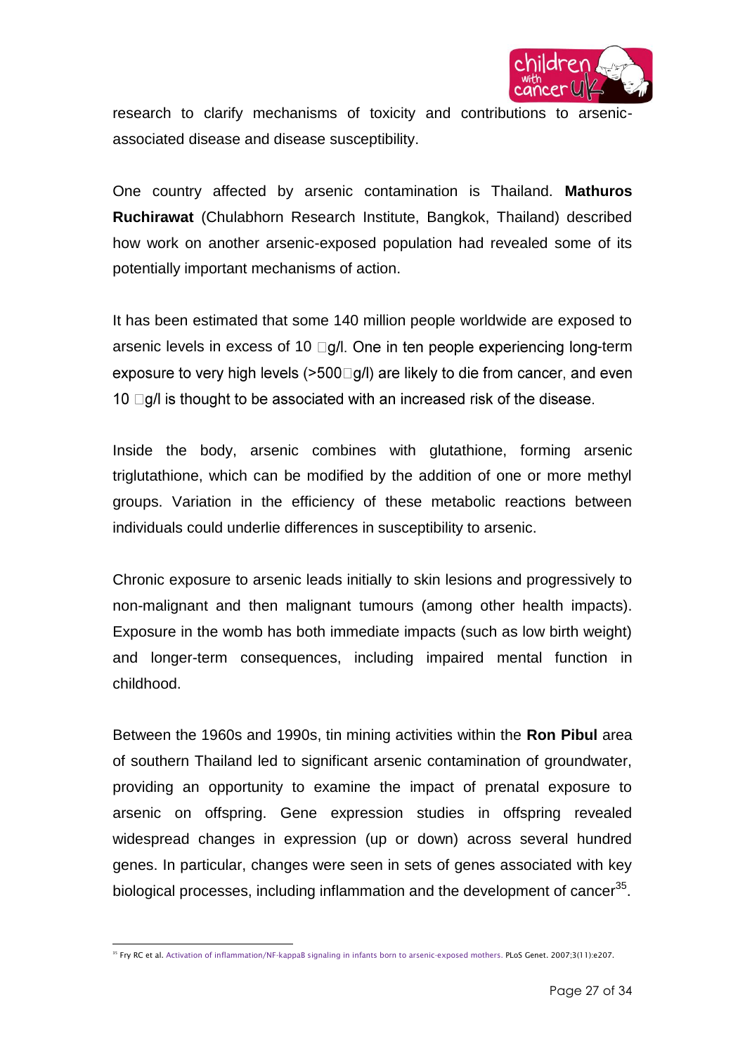research to clarify mechanisms of toxicity and contributions to arsenic-associated disease and disease susceptibility.

One country affected by arsenic contamination is Thailand. **Mathuros Ruchirawat** (Chulabhorn Research Institute, Bangkok, Thailand) described how work on another arsenic-exposed population had revealed some of its potentially important mechanisms of action.

It has been estimated that some 140 million people worldwide are exposed to arsenic levels in excess of 10 □g/l. One in ten people experiencing long-term exposure to very high levels (>500□g/l) are likely to die from cancer, and even 10 □g/l is thought to be associated with an increased risk of the disease.

Inside the body, arsenic combines with glutathione, forming arsenic triglutathione, which can be modified by the addition of one or more methyl groups. Variation in the efficiency of these metabolic reactions between individuals could underlie differences in susceptibility to arsenic.

Chronic exposure to arsenic leads initially to skin lesions and progressively to non-malignant and then malignant tumours (among other health impacts). Exposure in the womb has both immediate impacts (such as low birth weight) and longer-term consequences, including impaired mental function in childhood.

Between the 1960s and 1990s, tin mining activities within the **Ron Pibul** area of southern Thailand led to significant arsenic contamination of groundwater, providing an opportunity to examine the impact of prenatal exposure to arsenic on offspring. Gene expression studies in offspring revealed widespread changes in expression (up or down) across several hundred genes. In particular, changes were seen in sets of genes associated with key biological processes, including inflammation and the development of cancer[35].

[35] Fry RC et al. Activation of inflammation/NF-kappaB signaling in infants born to arsenic-exposed mothers. PLoS Genet. 2007;3(11):e207.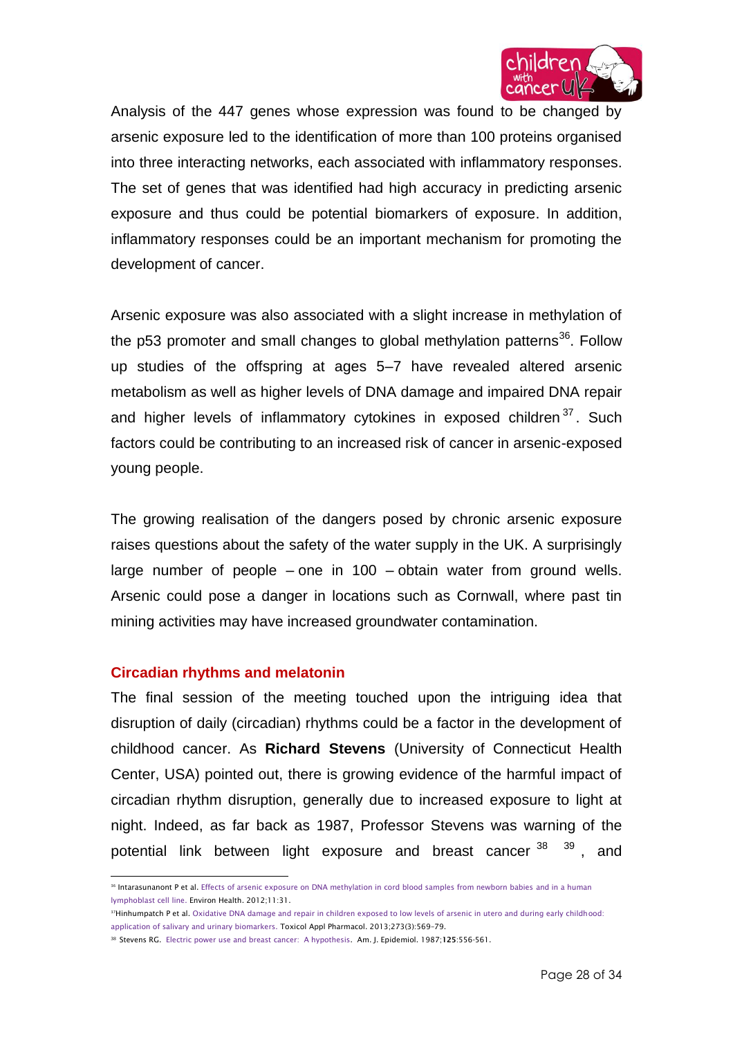Analysis of the 447 genes whose expression was found to be changed by arsenic exposure led to the identification of more than 100 proteins organised into three interacting networks, each associated with inflammatory responses. The set of genes that was identified had high accuracy in predicting arsenic exposure and thus could be potential biomarkers of exposure. In addition, inflammatory responses could be an important mechanism for promoting the development of cancer.

Arsenic exposure was also associated with a slight increase in methylation of the p53 promoter and small changes to global methylation patterns[36]. Follow up studies of the offspring at ages 5–7 have revealed altered arsenic metabolism as well as higher levels of DNA damage and impaired DNA repair and higher levels of inflammatory cytokines in exposed children[37]. Such factors could be contributing to an increased risk of cancer in arsenic-exposed young people.

The growing realisation of the dangers posed by chronic arsenic exposure raises questions about the safety of the water supply in the UK. A surprisingly large number of people – one in 100 – obtain water from ground wells. Arsenic could pose a danger in locations such as Cornwall, where past tin mining activities may have increased groundwater contamination.

### Circadian rhythms and melatonin

The final session of the meeting touched upon the intriguing idea that disruption of daily (circadian) rhythms could be a factor in the development of childhood cancer. As **Richard Stevens** (University of Connecticut Health Center, USA) pointed out, there is growing evidence of the harmful impact of circadian rhythm disruption, generally due to increased exposure to light at night. Indeed, as far back as 1987, Professor Stevens was warning of the potential link between light exposure and breast cancer[38] [39], and

---

[36] Intarasunanont P et al. Effects of arsenic exposure on DNA methylation in cord blood samples from newborn babies and in a human lymphoblast cell line. Environ Health. 2012;11:31.

[37] Hinhumpatch P et al. Oxidative DNA damage and repair in children exposed to low levels of arsenic in utero and during early childhood: application of salivary and urinary biomarkers. Toxicol Appl Pharmacol. 2013;273(3):569-79.

[38] Stevens RG. Electric power use and breast cancer: A hypothesis. Am. J. Epidemiol. 1987;**125**:556-561.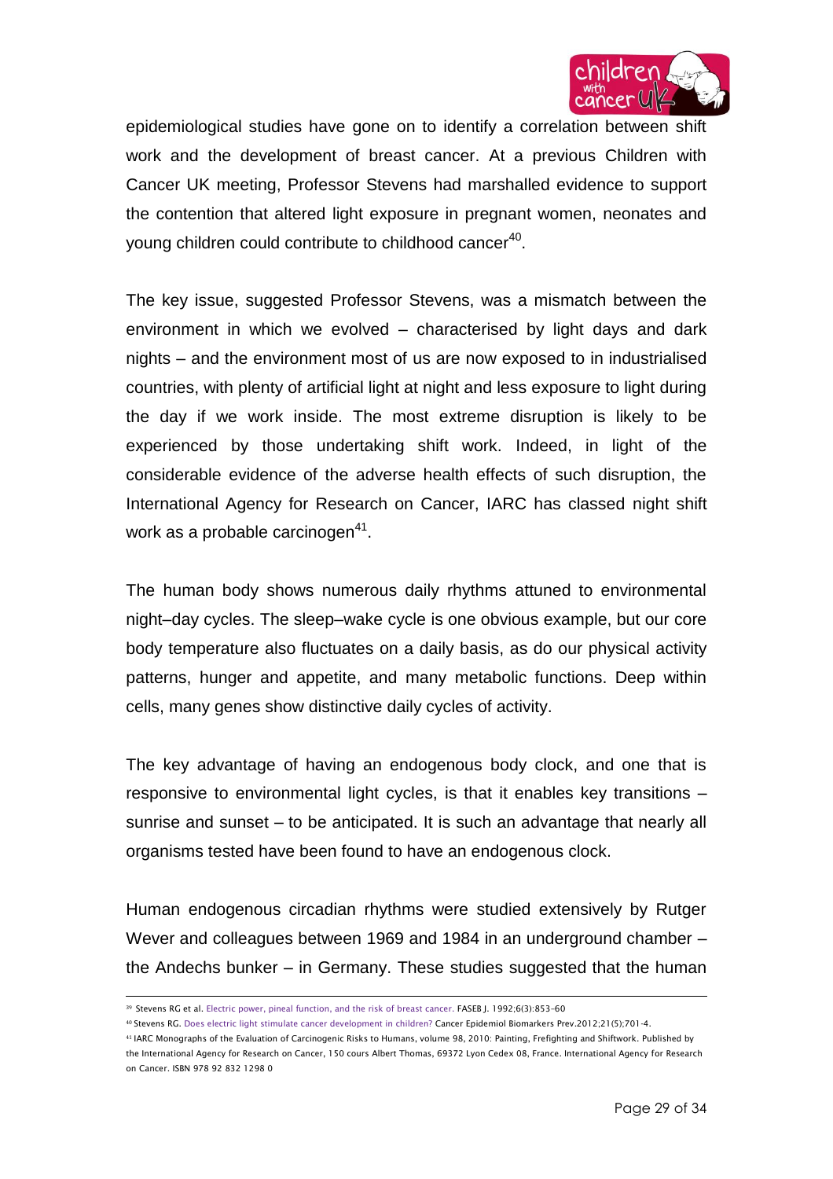epidemiological studies have gone on to identify a correlation between shift work and the development of breast cancer. At a previous Children with Cancer UK meeting, Professor Stevens had marshalled evidence to support the contention that altered light exposure in pregnant women, neonates and young children could contribute to childhood cancer[40].

The key issue, suggested Professor Stevens, was a mismatch between the environment in which we evolved – characterised by light days and dark nights – and the environment most of us are now exposed to in industrialised countries, with plenty of artificial light at night and less exposure to light during the day if we work inside. The most extreme disruption is likely to be experienced by those undertaking shift work. Indeed, in light of the considerable evidence of the adverse health effects of such disruption, the International Agency for Research on Cancer, IARC has classed night shift work as a probable carcinogen[41].

The human body shows numerous daily rhythms attuned to environmental night–day cycles. The sleep–wake cycle is one obvious example, but our core body temperature also fluctuates on a daily basis, as do our physical activity patterns, hunger and appetite, and many metabolic functions. Deep within cells, many genes show distinctive daily cycles of activity.

The key advantage of having an endogenous body clock, and one that is responsive to environmental light cycles, is that it enables key transitions – sunrise and sunset – to be anticipated. It is such an advantage that nearly all organisms tested have been found to have an endogenous clock.

Human endogenous circadian rhythms were studied extensively by Rutger Wever and colleagues between 1969 and 1984 in an underground chamber – the Andechs bunker – in Germany. These studies suggested that the human

---

[39] Stevens RG et al. Electric power, pineal function, and the risk of breast cancer. FASEB J. 1992;6(3):853-60

[40] Stevens RG. Does electric light stimulate cancer development in children? Cancer Epidemiol Biomarkers Prev.2012;21(5);701-4.

[41] IARC Monographs of the Evaluation of Carcinogenic Risks to Humans, volume 98, 2010: Painting, Frefighting and Shiftwork. Published by the International Agency for Research on Cancer, 150 cours Albert Thomas, 69372 Lyon Cedex 08, France. International Agency for Research on Cancer. ISBN 978 92 832 1298 0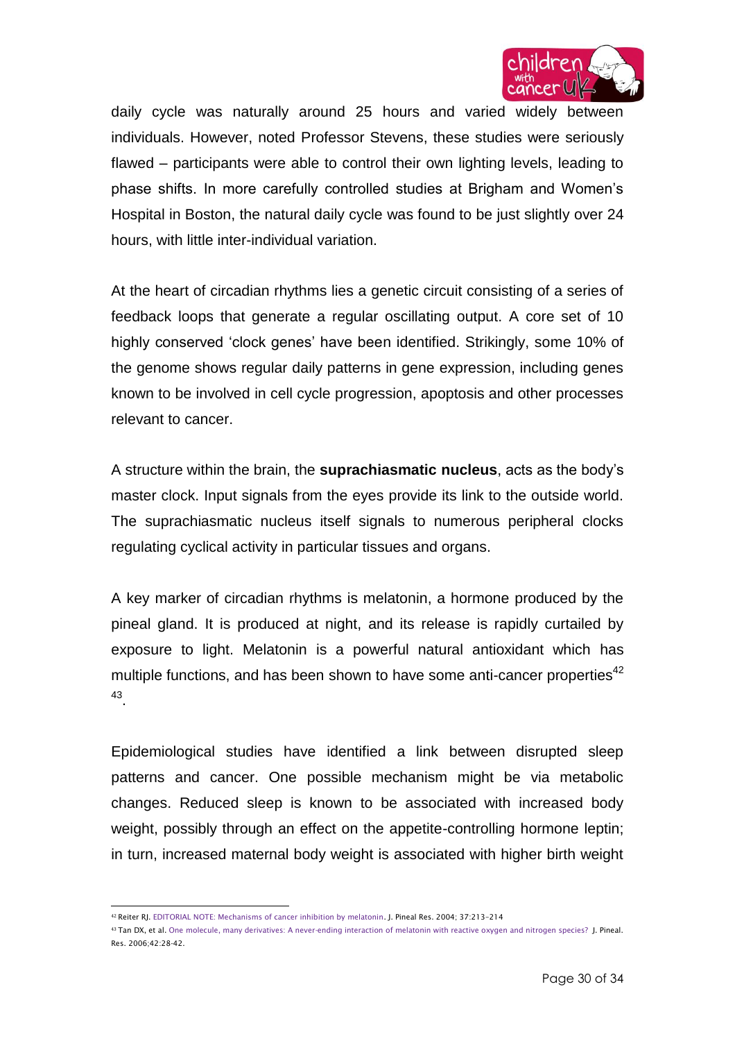daily cycle was naturally around 25 hours and varied widely between individuals. However, noted Professor Stevens, these studies were seriously flawed – participants were able to control their own lighting levels, leading to phase shifts. In more carefully controlled studies at Brigham and Women's Hospital in Boston, the natural daily cycle was found to be just slightly over 24 hours, with little inter-individual variation.

At the heart of circadian rhythms lies a genetic circuit consisting of a series of feedback loops that generate a regular oscillating output. A core set of 10 highly conserved 'clock genes' have been identified. Strikingly, some 10% of the genome shows regular daily patterns in gene expression, including genes known to be involved in cell cycle progression, apoptosis and other processes relevant to cancer.

A structure within the brain, the **suprachiasmatic nucleus**, acts as the body's master clock. Input signals from the eyes provide its link to the outside world. The suprachiasmatic nucleus itself signals to numerous peripheral clocks regulating cyclical activity in particular tissues and organs.

A key marker of circadian rhythms is melatonin, a hormone produced by the pineal gland. It is produced at night, and its release is rapidly curtailed by exposure to light. Melatonin is a powerful natural antioxidant which has multiple functions, and has been shown to have some anti-cancer properties[42] [43].

Epidemiological studies have identified a link between disrupted sleep patterns and cancer. One possible mechanism might be via metabolic changes. Reduced sleep is known to be associated with increased body weight, possibly through an effect on the appetite-controlling hormone leptin; in turn, increased maternal body weight is associated with higher birth weight

---

[42] Reiter RJ. EDITORIAL NOTE: Mechanisms of cancer inhibition by melatonin. J. Pineal Res. 2004; 37:213–214

[43] Tan DX, et al. One molecule, many derivatives: A never-ending interaction of melatonin with reactive oxygen and nitrogen species? J. Pineal. Res. 2006;42:28-42.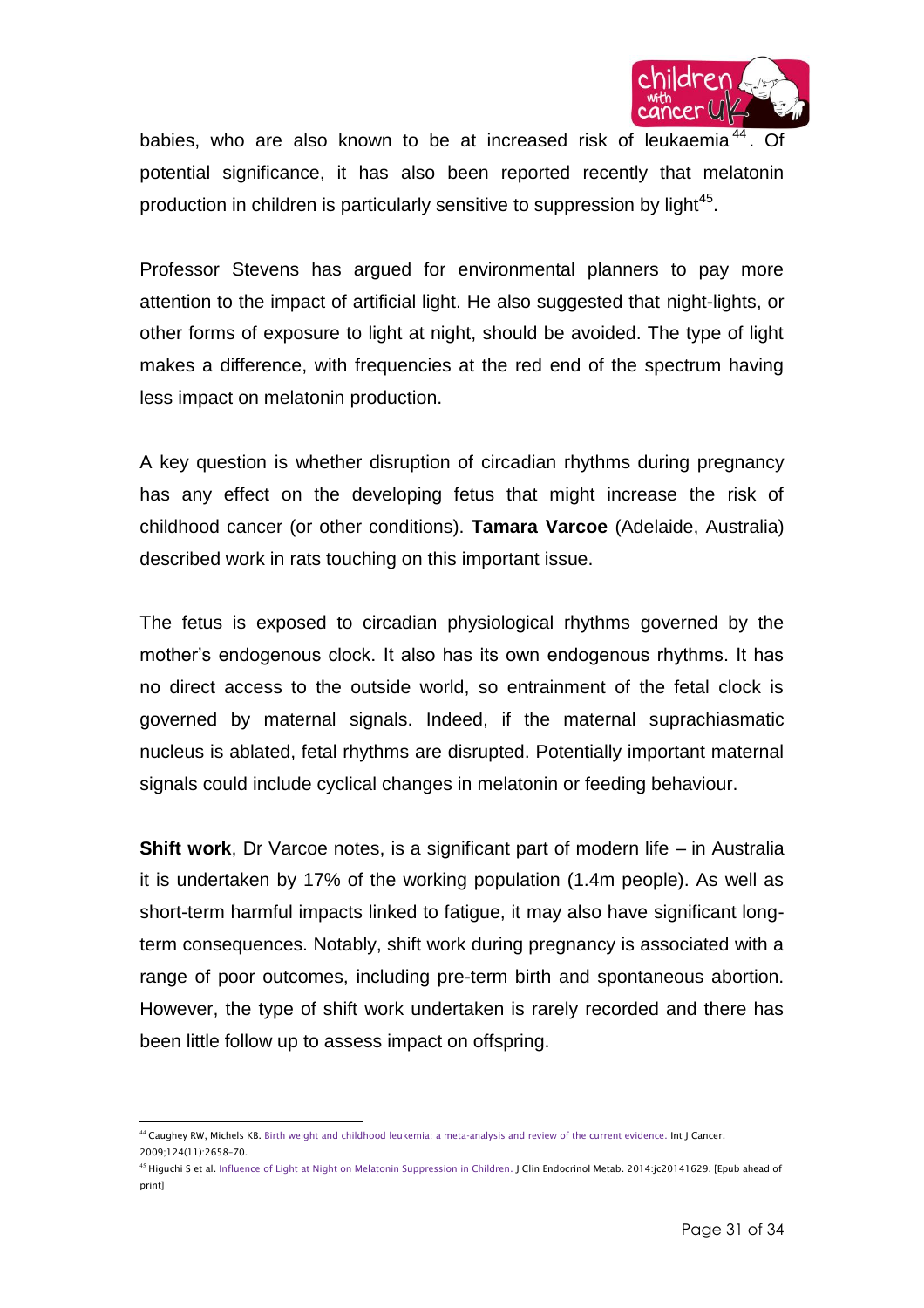babies, who are also known to be at increased risk of leukaemia[44]. Of potential significance, it has also been reported recently that melatonin production in children is particularly sensitive to suppression by light[45].

Professor Stevens has argued for environmental planners to pay more attention to the impact of artificial light. He also suggested that night-lights, or other forms of exposure to light at night, should be avoided. The type of light makes a difference, with frequencies at the red end of the spectrum having less impact on melatonin production.

A key question is whether disruption of circadian rhythms during pregnancy has any effect on the developing fetus that might increase the risk of childhood cancer (or other conditions). **Tamara Varcoe** (Adelaide, Australia) described work in rats touching on this important issue.

The fetus is exposed to circadian physiological rhythms governed by the mother's endogenous clock. It also has its own endogenous rhythms. It has no direct access to the outside world, so entrainment of the fetal clock is governed by maternal signals. Indeed, if the maternal suprachiasmatic nucleus is ablated, fetal rhythms are disrupted. Potentially important maternal signals could include cyclical changes in melatonin or feeding behaviour.

**Shift work**, Dr Varcoe notes, is a significant part of modern life – in Australia it is undertaken by 17% of the working population (1.4m people). As well as short-term harmful impacts linked to fatigue, it may also have significant long-term consequences. Notably, shift work during pregnancy is associated with a range of poor outcomes, including pre-term birth and spontaneous abortion. However, the type of shift work undertaken is rarely recorded and there has been little follow up to assess impact on offspring.

---

[44] Caughey RW, Michels KB. Birth weight and childhood leukemia: a meta-analysis and review of the current evidence. Int J Cancer. 2009;124(11):2658-70.

[45] Higuchi S et al. Influence of Light at Night on Melatonin Suppression in Children. J Clin Endocrinol Metab. 2014:jc20141629. [Epub ahead of print]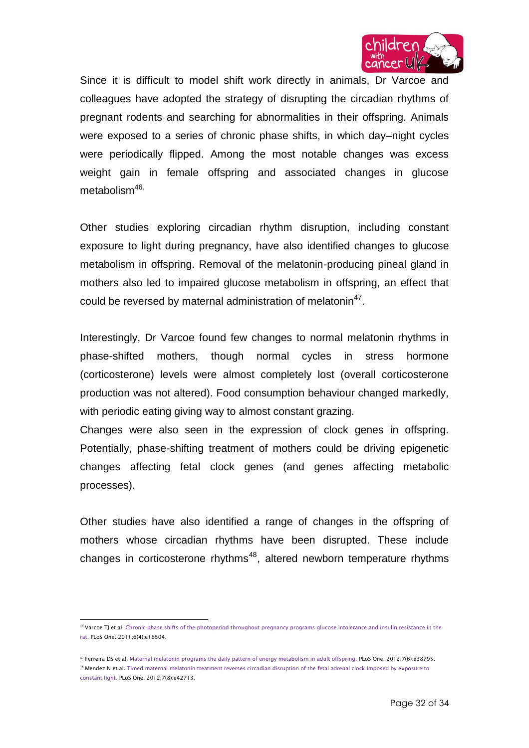Since it is difficult to model shift work directly in animals, Dr Varcoe and colleagues have adopted the strategy of disrupting the circadian rhythms of pregnant rodents and searching for abnormalities in their offspring. Animals were exposed to a series of chronic phase shifts, in which day–night cycles were periodically flipped. Among the most notable changes was excess weight gain in female offspring and associated changes in glucose metabolism[46].

Other studies exploring circadian rhythm disruption, including constant exposure to light during pregnancy, have also identified changes to glucose metabolism in offspring. Removal of the melatonin-producing pineal gland in mothers also led to impaired glucose metabolism in offspring, an effect that could be reversed by maternal administration of melatonin[47].

Interestingly, Dr Varcoe found few changes to normal melatonin rhythms in phase-shifted mothers, though normal cycles in stress hormone (corticosterone) levels were almost completely lost (overall corticosterone production was not altered). Food consumption behaviour changed markedly, with periodic eating giving way to almost constant grazing.

Changes were also seen in the expression of clock genes in offspring. Potentially, phase-shifting treatment of mothers could be driving epigenetic changes affecting fetal clock genes (and genes affecting metabolic processes).

Other studies have also identified a range of changes in the offspring of mothers whose circadian rhythms have been disrupted. These include changes in corticosterone rhythms[48], altered newborn temperature rhythms

---

[46] Varcoe TJ et al. Chronic phase shifts of the photoperiod throughout pregnancy programs glucose intolerance and insulin resistance in the rat. PLoS One. 2011;6(4):e18504.

[47] Ferreira DS et al. Maternal melatonin programs the daily pattern of energy metabolism in adult offspring. PLoS One. 2012;7(6):e38795.

[48] Mendez N et al. Timed maternal melatonin treatment reverses circadian disruption of the fetal adrenal clock imposed by exposure to constant light. PLoS One. 2012;7(8):e42713.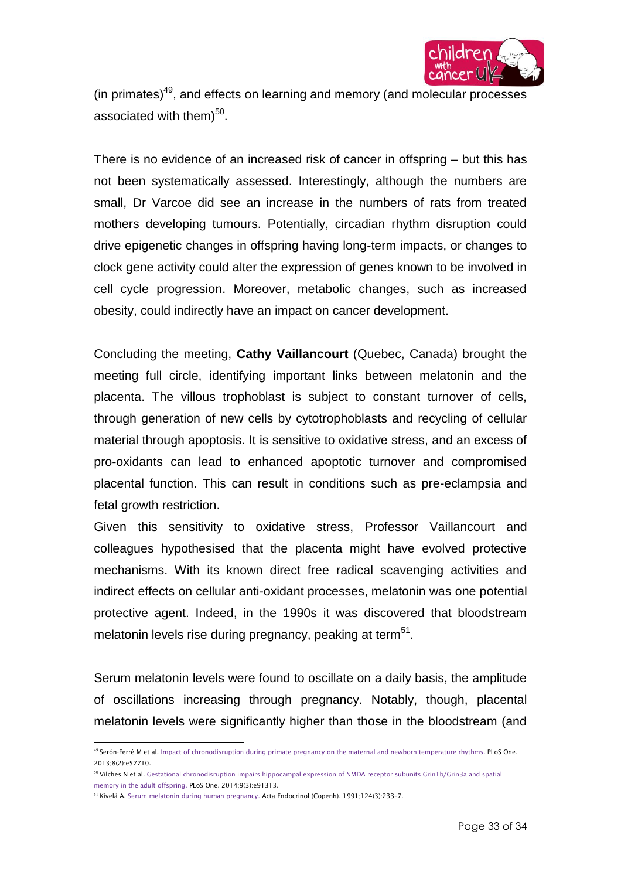(in primates)[49], and effects on learning and memory (and molecular processes associated with them)[50].

There is no evidence of an increased risk of cancer in offspring – but this has not been systematically assessed. Interestingly, although the numbers are small, Dr Varcoe did see an increase in the numbers of rats from treated mothers developing tumours. Potentially, circadian rhythm disruption could drive epigenetic changes in offspring having long-term impacts, or changes to clock gene activity could alter the expression of genes known to be involved in cell cycle progression. Moreover, metabolic changes, such as increased obesity, could indirectly have an impact on cancer development.

Concluding the meeting, **Cathy Vaillancourt** (Quebec, Canada) brought the meeting full circle, identifying important links between melatonin and the placenta. The villous trophoblast is subject to constant turnover of cells, through generation of new cells by cytotrophoblasts and recycling of cellular material through apoptosis. It is sensitive to oxidative stress, and an excess of pro-oxidants can lead to enhanced apoptotic turnover and compromised placental function. This can result in conditions such as pre-eclampsia and fetal growth restriction.

Given this sensitivity to oxidative stress, Professor Vaillancourt and colleagues hypothesised that the placenta might have evolved protective mechanisms. With its known direct free radical scavenging activities and indirect effects on cellular anti-oxidant processes, melatonin was one potential protective agent. Indeed, in the 1990s it was discovered that bloodstream melatonin levels rise during pregnancy, peaking at term[51].

Serum melatonin levels were found to oscillate on a daily basis, the amplitude of oscillations increasing through pregnancy. Notably, though, placental melatonin levels were significantly higher than those in the bloodstream (and

---

[49] Serón-Ferré M et al. Impact of chronodisruption during primate pregnancy on the maternal and newborn temperature rhythms. PLoS One. 2013;8(2):e57710.

[50] Vilches N et al. Gestational chronodisruption impairs hippocampal expression of NMDA receptor subunits Grin1b/Grin3a and spatial memory in the adult offspring. PLoS One. 2014;9(3):e91313.

[51] Kivelä A. Serum melatonin during human pregnancy. Acta Endocrinol (Copenh). 1991;124(3):233-7.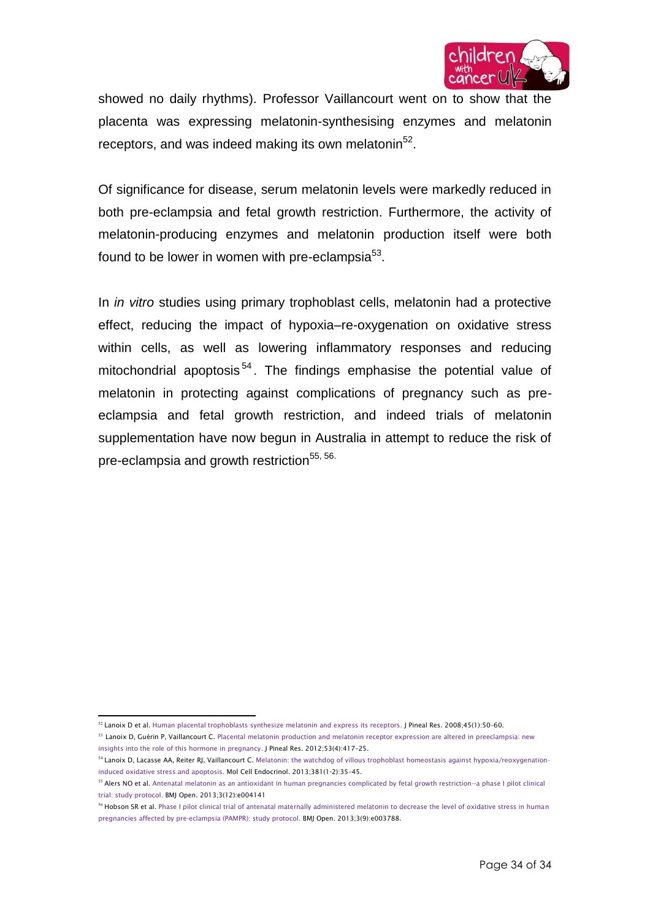showed no daily rhythms). Professor Vaillancourt went on to show that the placenta was expressing melatonin-synthesising enzymes and melatonin receptors, and was indeed making its own melatonin[52].

Of significance for disease, serum melatonin levels were markedly reduced in both pre-eclampsia and fetal growth restriction. Furthermore, the activity of melatonin-producing enzymes and melatonin production itself were both found to be lower in women with pre-eclampsia[53].

In *in vitro* studies using primary trophoblast cells, melatonin had a protective effect, reducing the impact of hypoxia–re-oxygenation on oxidative stress within cells, as well as lowering inflammatory responses and reducing mitochondrial apoptosis[54]. The findings emphasise the potential value of melatonin in protecting against complications of pregnancy such as pre-eclampsia and fetal growth restriction, and indeed trials of melatonin supplementation have now begun in Australia in attempt to reduce the risk of pre-eclampsia and growth restriction[55, 56.]

---

[52] Lanoix D et al. Human placental trophoblasts synthesize melatonin and express its receptors. J Pineal Res. 2008;45(1):50–60.

[53] Lanoix D, Guérin P, Vaillancourt C. Placental melatonin production and melatonin receptor expression are altered in preeclampsia: new insights into the role of this hormone in pregnancy. J Pineal Res. 2012;53(4):417–25.

[54] Lanoix D, Lacasse AA, Reiter RJ, Vaillancourt C. Melatonin: the watchdog of villous trophoblast homeostasis against hypoxia/reoxygenation-induced oxidative stress and apoptosis. Mol Cell Endocrinol. 2013;381(1-2):35–45.

[55] Alers NO et al. Antenatal melatonin as an antioxidant in human pregnancies complicated by fetal growth restriction--a phase I pilot clinical trial: study protocol. BMJ Open. 2013;3(12):e004141

[56] Hobson SR et al. Phase I pilot clinical trial of antenatal maternally administered melatonin to decrease the level of oxidative stress in human pregnancies affected by pre-eclampsia (PAMPR): study protocol. BMJ Open. 2013;3(9):e003788.